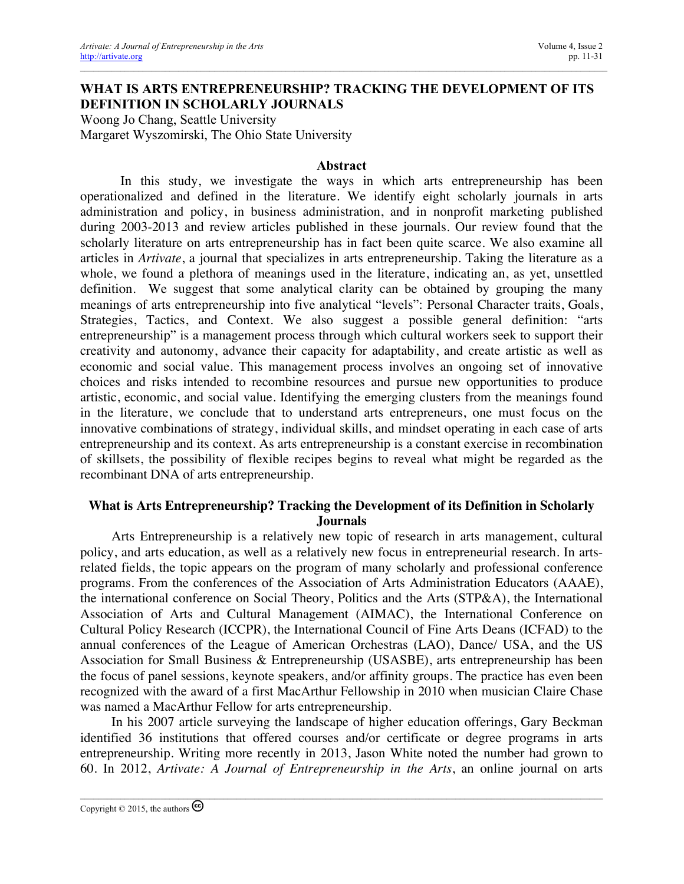# WHAT IS ARTS ENTREPRENEURSHIP? TRACKING THE DEVELOPMENT OF ITS DEFINITION IN SCHOLARLY JOURNALS

Woong Jo Chang, Seattle University
Margaret Wyszomirski, The Ohio State University

## Abstract

In this study, we investigate the ways in which arts entrepreneurship has been operationalized and defined in the literature. We identify eight scholarly journals in arts administration and policy, in business administration, and in nonprofit marketing published during 2003-2013 and review articles published in these journals. Our review found that the scholarly literature on arts entrepreneurship has in fact been quite scarce. We also examine all articles in *Artivate*, a journal that specializes in arts entrepreneurship. Taking the literature as a whole, we found a plethora of meanings used in the literature, indicating an, as yet, unsettled definition. We suggest that some analytical clarity can be obtained by grouping the many meanings of arts entrepreneurship into five analytical "levels": Personal Character traits, Goals, Strategies, Tactics, and Context. We also suggest a possible general definition: "arts entrepreneurship" is a management process through which cultural workers seek to support their creativity and autonomy, advance their capacity for adaptability, and create artistic as well as economic and social value. This management process involves an ongoing set of innovative choices and risks intended to recombine resources and pursue new opportunities to produce artistic, economic, and social value. Identifying the emerging clusters from the meanings found in the literature, we conclude that to understand arts entrepreneurs, one must focus on the innovative combinations of strategy, individual skills, and mindset operating in each case of arts entrepreneurship and its context. As arts entrepreneurship is a constant exercise in recombination of skillsets, the possibility of flexible recipes begins to reveal what might be regarded as the recombinant DNA of arts entrepreneurship.

## What is Arts Entrepreneurship? Tracking the Development of its Definition in Scholarly Journals

Arts Entrepreneurship is a relatively new topic of research in arts management, cultural policy, and arts education, as well as a relatively new focus in entrepreneurial research. In arts-related fields, the topic appears on the program of many scholarly and professional conference programs. From the conferences of the Association of Arts Administration Educators (AAAE), the international conference on Social Theory, Politics and the Arts (STP&A), the International Association of Arts and Cultural Management (AIMAC), the International Conference on Cultural Policy Research (ICCPR), the International Council of Fine Arts Deans (ICFAD) to the annual conferences of the League of American Orchestras (LAO), Dance/ USA, and the US Association for Small Business & Entrepreneurship (USASBE), arts entrepreneurship has been the focus of panel sessions, keynote speakers, and/or affinity groups. The practice has even been recognized with the award of a first MacArthur Fellowship in 2010 when musician Claire Chase was named a MacArthur Fellow for arts entrepreneurship.

In his 2007 article surveying the landscape of higher education offerings, Gary Beckman identified 36 institutions that offered courses and/or certificate or degree programs in arts entrepreneurship. Writing more recently in 2013, Jason White noted the number had grown to 60. In 2012, *Artivate: A Journal of Entrepreneurship in the Arts*, an online journal on arts

Copyright © 2015, the authors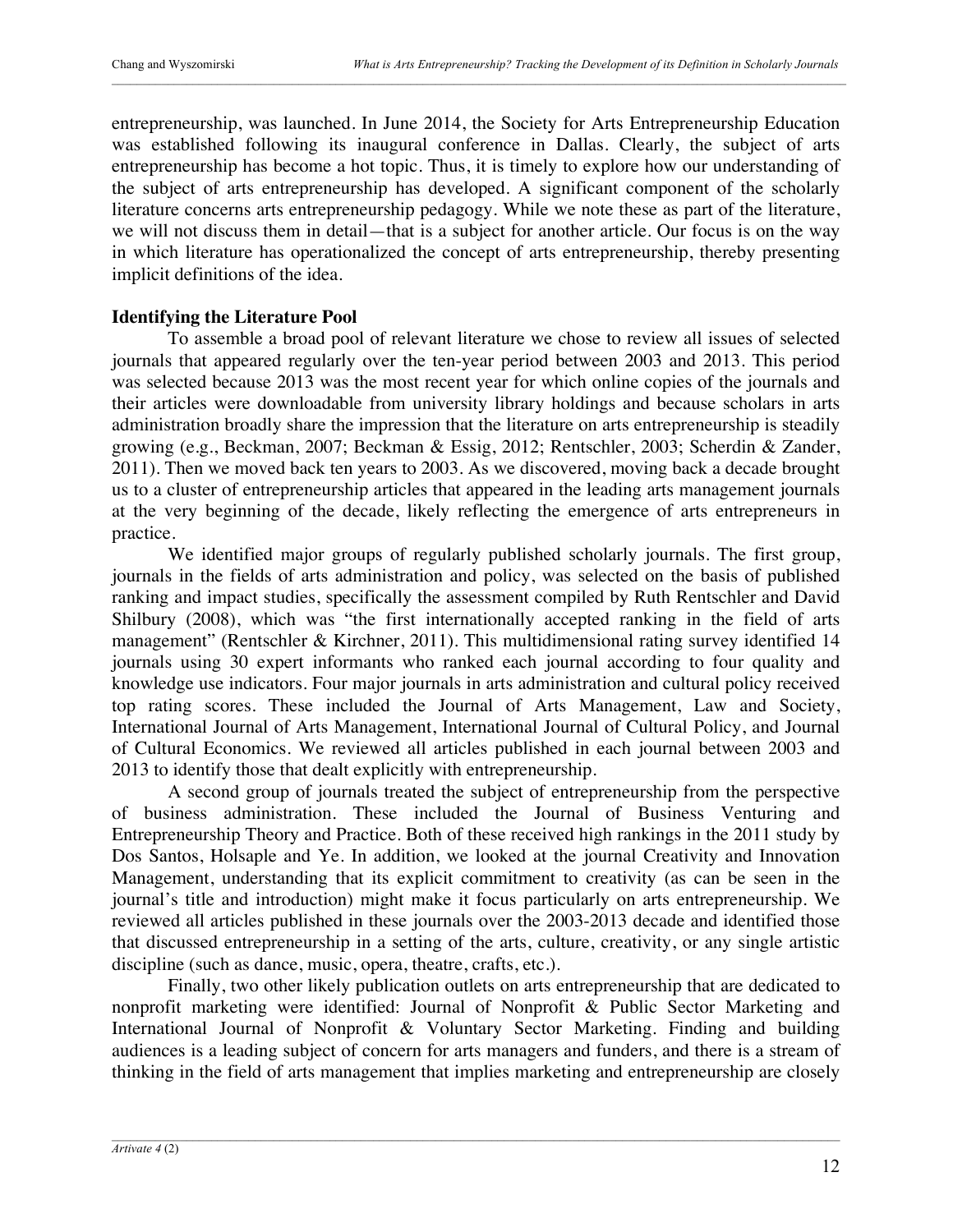entrepreneurship, was launched. In June 2014, the Society for Arts Entrepreneurship Education was established following its inaugural conference in Dallas. Clearly, the subject of arts entrepreneurship has become a hot topic. Thus, it is timely to explore how our understanding of the subject of arts entrepreneurship has developed. A significant component of the scholarly literature concerns arts entrepreneurship pedagogy. While we note these as part of the literature, we will not discuss them in detail—that is a subject for another article. Our focus is on the way in which literature has operationalized the concept of arts entrepreneurship, thereby presenting implicit definitions of the idea.

## Identifying the Literature Pool

To assemble a broad pool of relevant literature we chose to review all issues of selected journals that appeared regularly over the ten-year period between 2003 and 2013. This period was selected because 2013 was the most recent year for which online copies of the journals and their articles were downloadable from university library holdings and because scholars in arts administration broadly share the impression that the literature on arts entrepreneurship is steadily growing (e.g., Beckman, 2007; Beckman & Essig, 2012; Rentschler, 2003; Scherdin & Zander, 2011). Then we moved back ten years to 2003. As we discovered, moving back a decade brought us to a cluster of entrepreneurship articles that appeared in the leading arts management journals at the very beginning of the decade, likely reflecting the emergence of arts entrepreneurs in practice.

We identified major groups of regularly published scholarly journals. The first group, journals in the fields of arts administration and policy, was selected on the basis of published ranking and impact studies, specifically the assessment compiled by Ruth Rentschler and David Shilbury (2008), which was "the first internationally accepted ranking in the field of arts management" (Rentschler & Kirchner, 2011). This multidimensional rating survey identified 14 journals using 30 expert informants who ranked each journal according to four quality and knowledge use indicators. Four major journals in arts administration and cultural policy received top rating scores. These included the Journal of Arts Management, Law and Society, International Journal of Arts Management, International Journal of Cultural Policy, and Journal of Cultural Economics. We reviewed all articles published in each journal between 2003 and 2013 to identify those that dealt explicitly with entrepreneurship.

A second group of journals treated the subject of entrepreneurship from the perspective of business administration. These included the Journal of Business Venturing and Entrepreneurship Theory and Practice. Both of these received high rankings in the 2011 study by Dos Santos, Holsaple and Ye. In addition, we looked at the journal Creativity and Innovation Management, understanding that its explicit commitment to creativity (as can be seen in the journal's title and introduction) might make it focus particularly on arts entrepreneurship. We reviewed all articles published in these journals over the 2003-2013 decade and identified those that discussed entrepreneurship in a setting of the arts, culture, creativity, or any single artistic discipline (such as dance, music, opera, theatre, crafts, etc.).

Finally, two other likely publication outlets on arts entrepreneurship that are dedicated to nonprofit marketing were identified: Journal of Nonprofit & Public Sector Marketing and International Journal of Nonprofit & Voluntary Sector Marketing. Finding and building audiences is a leading subject of concern for arts managers and funders, and there is a stream of thinking in the field of arts management that implies marketing and entrepreneurship are closely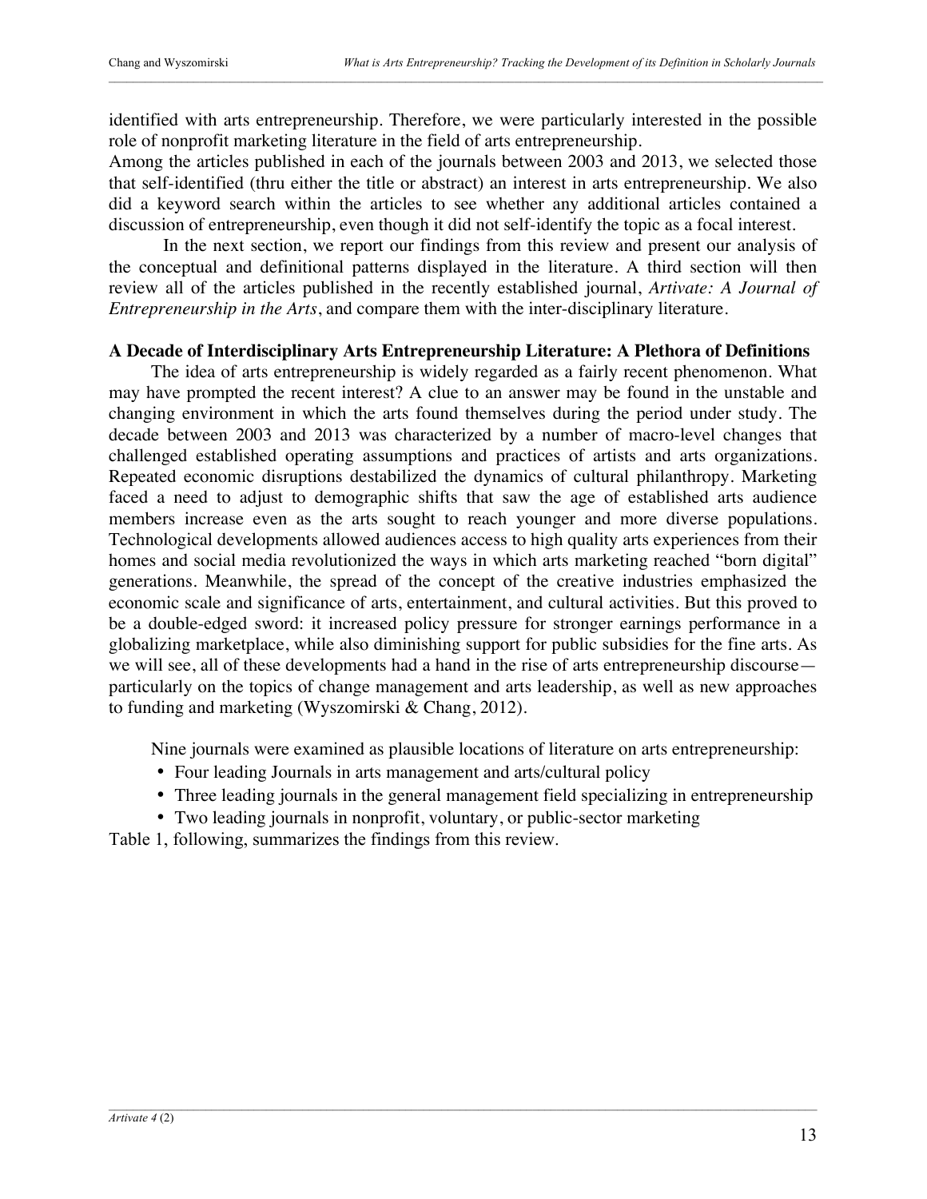identified with arts entrepreneurship. Therefore, we were particularly interested in the possible role of nonprofit marketing literature in the field of arts entrepreneurship.

Among the articles published in each of the journals between 2003 and 2013, we selected those that self-identified (thru either the title or abstract) an interest in arts entrepreneurship. We also did a keyword search within the articles to see whether any additional articles contained a discussion of entrepreneurship, even though it did not self-identify the topic as a focal interest.

In the next section, we report our findings from this review and present our analysis of the conceptual and definitional patterns displayed in the literature. A third section will then review all of the articles published in the recently established journal, *Artivate: A Journal of Entrepreneurship in the Arts*, and compare them with the inter-disciplinary literature.

**A Decade of Interdisciplinary Arts Entrepreneurship Literature: A Plethora of Definitions**

The idea of arts entrepreneurship is widely regarded as a fairly recent phenomenon. What may have prompted the recent interest? A clue to an answer may be found in the unstable and changing environment in which the arts found themselves during the period under study. The decade between 2003 and 2013 was characterized by a number of macro-level changes that challenged established operating assumptions and practices of artists and arts organizations. Repeated economic disruptions destabilized the dynamics of cultural philanthropy. Marketing faced a need to adjust to demographic shifts that saw the age of established arts audience members increase even as the arts sought to reach younger and more diverse populations. Technological developments allowed audiences access to high quality arts experiences from their homes and social media revolutionized the ways in which arts marketing reached "born digital" generations. Meanwhile, the spread of the concept of the creative industries emphasized the economic scale and significance of arts, entertainment, and cultural activities. But this proved to be a double-edged sword: it increased policy pressure for stronger earnings performance in a globalizing marketplace, while also diminishing support for public subsidies for the fine arts. As we will see, all of these developments had a hand in the rise of arts entrepreneurship discourse—particularly on the topics of change management and arts leadership, as well as new approaches to funding and marketing (Wyszomirski & Chang, 2012).

Nine journals were examined as plausible locations of literature on arts entrepreneurship:

- Four leading Journals in arts management and arts/cultural policy
- Three leading journals in the general management field specializing in entrepreneurship
- Two leading journals in nonprofit, voluntary, or public-sector marketing

Table 1, following, summarizes the findings from this review.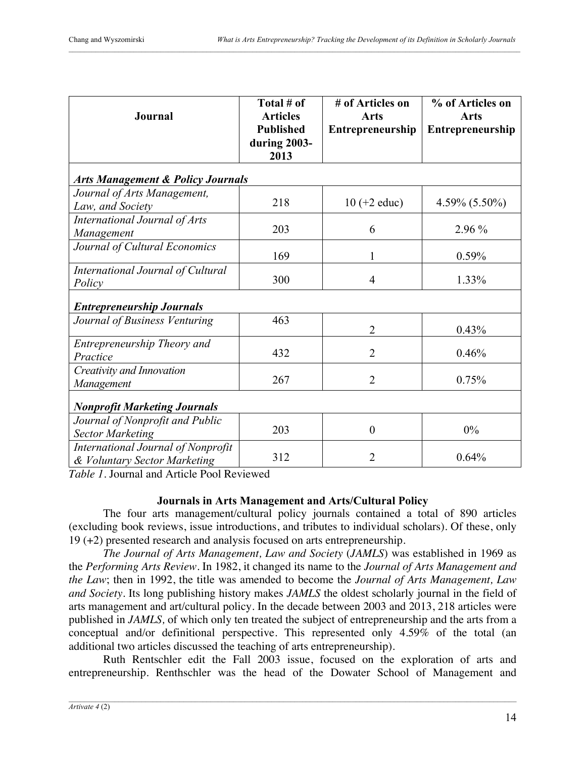| Journal | Total # of Articles Published during 2003-2013 | # of Articles on Arts Entrepreneurship | % of Articles on Arts Entrepreneurship |
|---|---|---|---|
| ***Arts Management & Policy Journals*** | | | |
| *Journal of Arts Management, Law, and Society* | 218 | 10 (+2 educ) | 4.59% (5.50%) |
| *International Journal of Arts Management* | 203 | 6 | 2.96 % |
| *Journal of Cultural Economics* | 169 | 1 | 0.59% |
| *International Journal of Cultural Policy* | 300 | 4 | 1.33% |
| ***Entrepreneurship Journals*** | | | |
| *Journal of Business Venturing* | 463 | 2 | 0.43% |
| *Entrepreneurship Theory and Practice* | 432 | 2 | 0.46% |
| *Creativity and Innovation Management* | 267 | 2 | 0.75% |
| ***Nonprofit Marketing Journals*** | | | |
| *Journal of Nonprofit and Public Sector Marketing* | 203 | 0 | 0% |
| *International Journal of Nonprofit & Voluntary Sector Marketing* | 312 | 2 | 0.64% |

*Table 1*. Journal and Article Pool Reviewed

**Journals in Arts Management and Arts/Cultural Policy**

The four arts management/cultural policy journals contained a total of 890 articles (excluding book reviews, issue introductions, and tributes to individual scholars). Of these, only 19 (+2) presented research and analysis focused on arts entrepreneurship.

*The Journal of Arts Management, Law and Society* (*JAMLS*) was established in 1969 as the *Performing Arts Review*. In 1982, it changed its name to the *Journal of Arts Management and the Law*; then in 1992, the title was amended to become the *Journal of Arts Management, Law and Society*. Its long publishing history makes *JAMLS* the oldest scholarly journal in the field of arts management and art/cultural policy. In the decade between 2003 and 2013, 218 articles were published in *JAMLS,* of which only ten treated the subject of entrepreneurship and the arts from a conceptual and/or definitional perspective. This represented only 4.59% of the total (an additional two articles discussed the teaching of arts entrepreneurship).

Ruth Rentschler edit the Fall 2003 issue, focused on the exploration of arts and entrepreneurship. Renthschler was the head of the Dowater School of Management and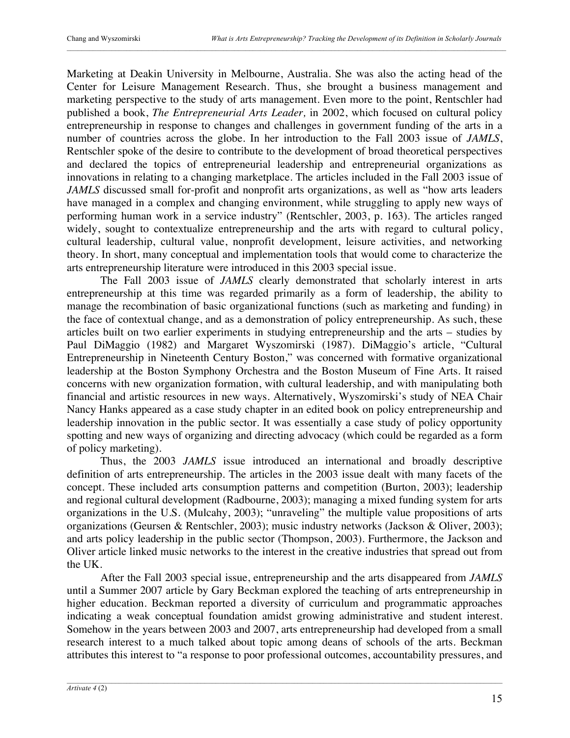Marketing at Deakin University in Melbourne, Australia. She was also the acting head of the Center for Leisure Management Research. Thus, she brought a business management and marketing perspective to the study of arts management. Even more to the point, Rentschler had published a book, *The Entrepreneurial Arts Leader,* in 2002, which focused on cultural policy entrepreneurship in response to changes and challenges in government funding of the arts in a number of countries across the globe. In her introduction to the Fall 2003 issue of *JAMLS*, Rentschler spoke of the desire to contribute to the development of broad theoretical perspectives and declared the topics of entrepreneurial leadership and entrepreneurial organizations as innovations in relating to a changing marketplace. The articles included in the Fall 2003 issue of *JAMLS* discussed small for-profit and nonprofit arts organizations, as well as "how arts leaders have managed in a complex and changing environment, while struggling to apply new ways of performing human work in a service industry" (Rentschler, 2003, p. 163). The articles ranged widely, sought to contextualize entrepreneurship and the arts with regard to cultural policy, cultural leadership, cultural value, nonprofit development, leisure activities, and networking theory. In short, many conceptual and implementation tools that would come to characterize the arts entrepreneurship literature were introduced in this 2003 special issue.

The Fall 2003 issue of *JAMLS* clearly demonstrated that scholarly interest in arts entrepreneurship at this time was regarded primarily as a form of leadership, the ability to manage the recombination of basic organizational functions (such as marketing and funding) in the face of contextual change, and as a demonstration of policy entrepreneurship. As such, these articles built on two earlier experiments in studying entrepreneurship and the arts – studies by Paul DiMaggio (1982) and Margaret Wyszomirski (1987). DiMaggio's article, "Cultural Entrepreneurship in Nineteenth Century Boston," was concerned with formative organizational leadership at the Boston Symphony Orchestra and the Boston Museum of Fine Arts. It raised concerns with new organization formation, with cultural leadership, and with manipulating both financial and artistic resources in new ways. Alternatively, Wyszomirski's study of NEA Chair Nancy Hanks appeared as a case study chapter in an edited book on policy entrepreneurship and leadership innovation in the public sector. It was essentially a case study of policy opportunity spotting and new ways of organizing and directing advocacy (which could be regarded as a form of policy marketing).

Thus, the 2003 *JAMLS* issue introduced an international and broadly descriptive definition of arts entrepreneurship. The articles in the 2003 issue dealt with many facets of the concept. These included arts consumption patterns and competition (Burton, 2003); leadership and regional cultural development (Radbourne, 2003); managing a mixed funding system for arts organizations in the U.S. (Mulcahy, 2003); "unraveling" the multiple value propositions of arts organizations (Geursen & Rentschler, 2003); music industry networks (Jackson & Oliver, 2003); and arts policy leadership in the public sector (Thompson, 2003). Furthermore, the Jackson and Oliver article linked music networks to the interest in the creative industries that spread out from the UK.

After the Fall 2003 special issue, entrepreneurship and the arts disappeared from *JAMLS* until a Summer 2007 article by Gary Beckman explored the teaching of arts entrepreneurship in higher education. Beckman reported a diversity of curriculum and programmatic approaches indicating a weak conceptual foundation amidst growing administrative and student interest. Somehow in the years between 2003 and 2007, arts entrepreneurship had developed from a small research interest to a much talked about topic among deans of schools of the arts. Beckman attributes this interest to "a response to poor professional outcomes, accountability pressures, and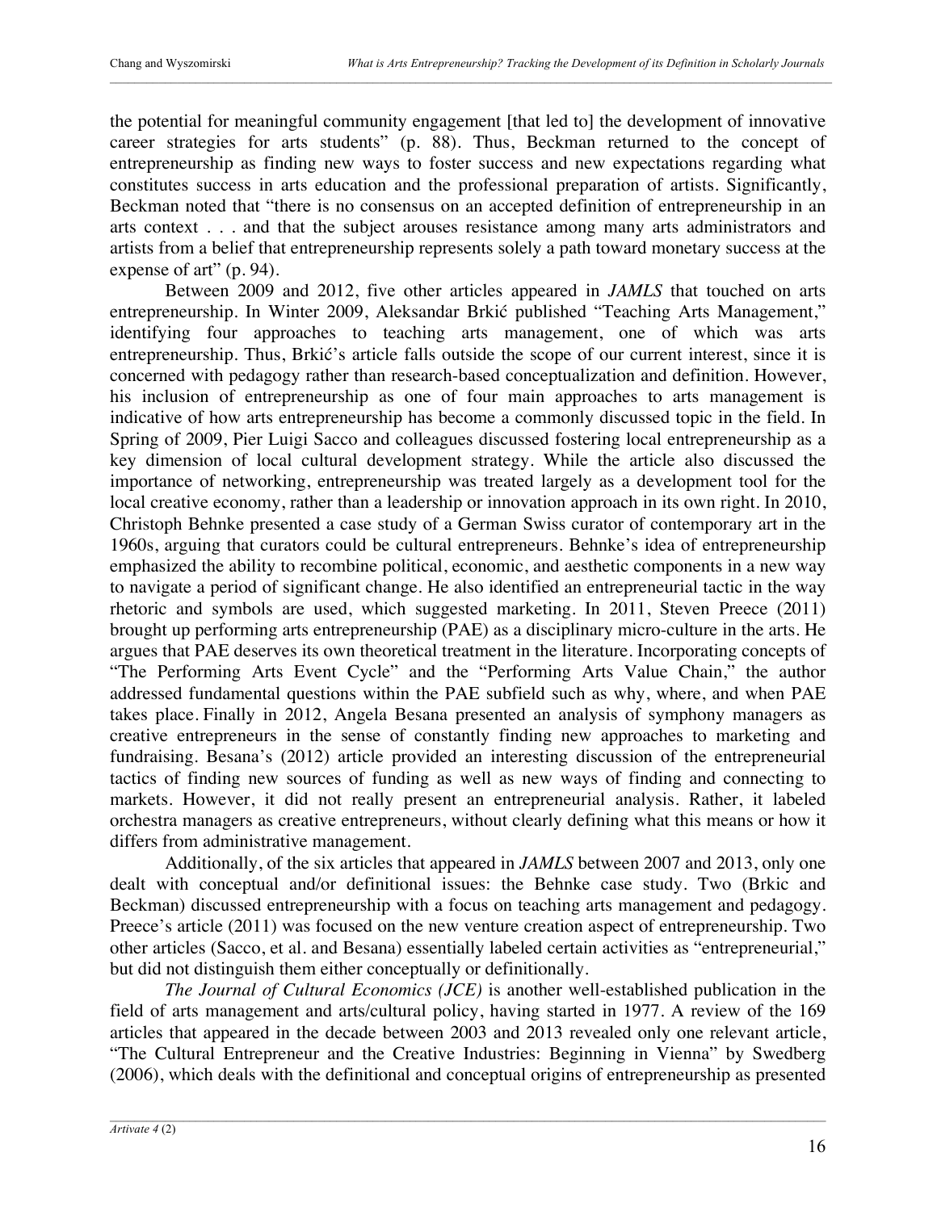the potential for meaningful community engagement [that led to] the development of innovative career strategies for arts students" (p. 88). Thus, Beckman returned to the concept of entrepreneurship as finding new ways to foster success and new expectations regarding what constitutes success in arts education and the professional preparation of artists. Significantly, Beckman noted that "there is no consensus on an accepted definition of entrepreneurship in an arts context . . . and that the subject arouses resistance among many arts administrators and artists from a belief that entrepreneurship represents solely a path toward monetary success at the expense of art" (p. 94).

Between 2009 and 2012, five other articles appeared in *JAMLS* that touched on arts entrepreneurship. In Winter 2009, Aleksandar Brkić published "Teaching Arts Management," identifying four approaches to teaching arts management, one of which was arts entrepreneurship. Thus, Brkić's article falls outside the scope of our current interest, since it is concerned with pedagogy rather than research-based conceptualization and definition. However, his inclusion of entrepreneurship as one of four main approaches to arts management is indicative of how arts entrepreneurship has become a commonly discussed topic in the field. In Spring of 2009, Pier Luigi Sacco and colleagues discussed fostering local entrepreneurship as a key dimension of local cultural development strategy. While the article also discussed the importance of networking, entrepreneurship was treated largely as a development tool for the local creative economy, rather than a leadership or innovation approach in its own right. In 2010, Christoph Behnke presented a case study of a German Swiss curator of contemporary art in the 1960s, arguing that curators could be cultural entrepreneurs. Behnke's idea of entrepreneurship emphasized the ability to recombine political, economic, and aesthetic components in a new way to navigate a period of significant change. He also identified an entrepreneurial tactic in the way rhetoric and symbols are used, which suggested marketing. In 2011, Steven Preece (2011) brought up performing arts entrepreneurship (PAE) as a disciplinary micro-culture in the arts. He argues that PAE deserves its own theoretical treatment in the literature. Incorporating concepts of "The Performing Arts Event Cycle" and the "Performing Arts Value Chain," the author addressed fundamental questions within the PAE subfield such as why, where, and when PAE takes place. Finally in 2012, Angela Besana presented an analysis of symphony managers as creative entrepreneurs in the sense of constantly finding new approaches to marketing and fundraising. Besana's (2012) article provided an interesting discussion of the entrepreneurial tactics of finding new sources of funding as well as new ways of finding and connecting to markets. However, it did not really present an entrepreneurial analysis. Rather, it labeled orchestra managers as creative entrepreneurs, without clearly defining what this means or how it differs from administrative management.

Additionally, of the six articles that appeared in *JAMLS* between 2007 and 2013, only one dealt with conceptual and/or definitional issues: the Behnke case study. Two (Brkic and Beckman) discussed entrepreneurship with a focus on teaching arts management and pedagogy. Preece's article (2011) was focused on the new venture creation aspect of entrepreneurship. Two other articles (Sacco, et al. and Besana) essentially labeled certain activities as "entrepreneurial," but did not distinguish them either conceptually or definitionally.

*The Journal of Cultural Economics (JCE)* is another well-established publication in the field of arts management and arts/cultural policy, having started in 1977. A review of the 169 articles that appeared in the decade between 2003 and 2013 revealed only one relevant article, "The Cultural Entrepreneur and the Creative Industries: Beginning in Vienna" by Swedberg (2006), which deals with the definitional and conceptual origins of entrepreneurship as presented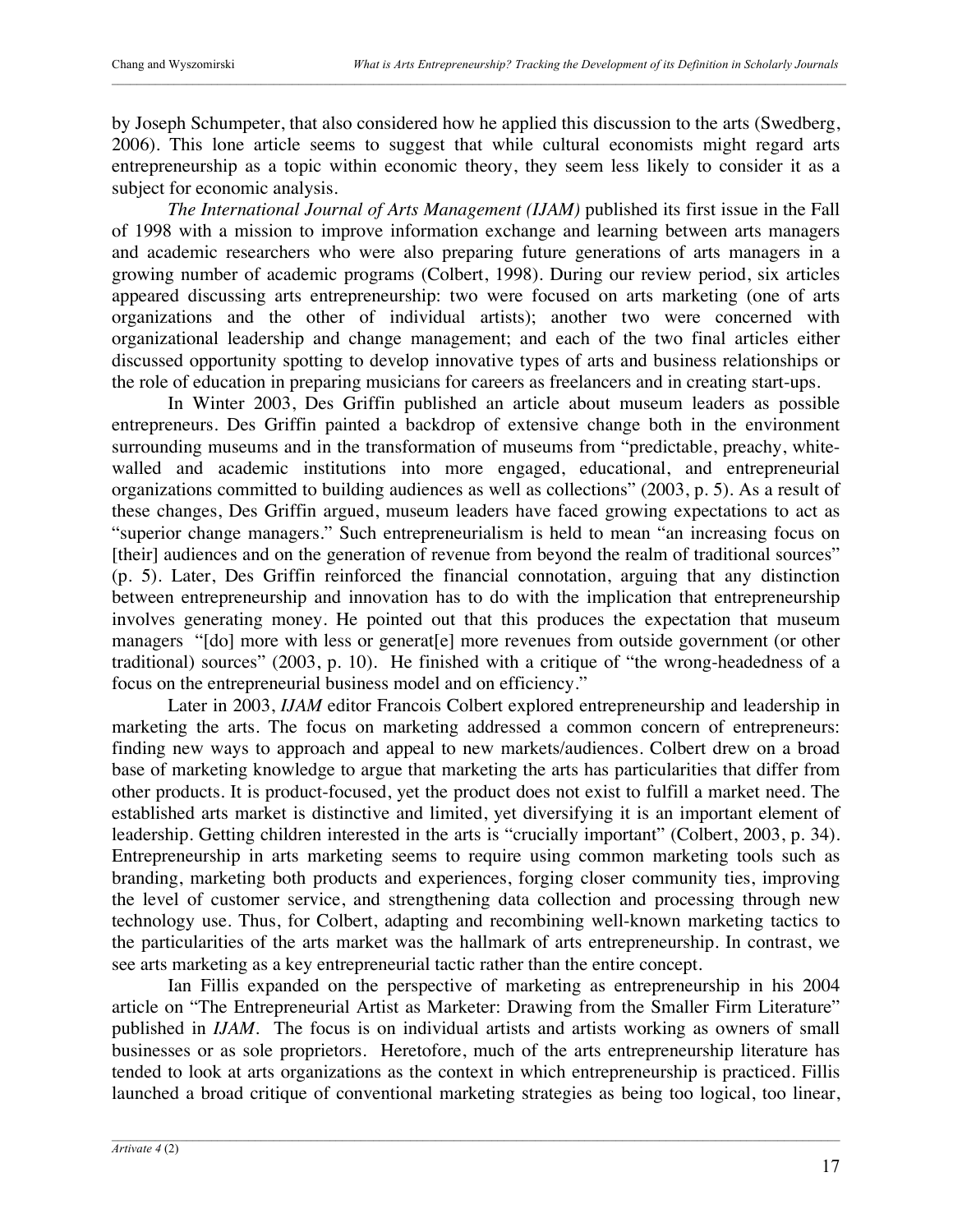by Joseph Schumpeter, that also considered how he applied this discussion to the arts (Swedberg, 2006). This lone article seems to suggest that while cultural economists might regard arts entrepreneurship as a topic within economic theory, they seem less likely to consider it as a subject for economic analysis.

*The International Journal of Arts Management (IJAM)* published its first issue in the Fall of 1998 with a mission to improve information exchange and learning between arts managers and academic researchers who were also preparing future generations of arts managers in a growing number of academic programs (Colbert, 1998). During our review period, six articles appeared discussing arts entrepreneurship: two were focused on arts marketing (one of arts organizations and the other of individual artists); another two were concerned with organizational leadership and change management; and each of the two final articles either discussed opportunity spotting to develop innovative types of arts and business relationships or the role of education in preparing musicians for careers as freelancers and in creating start-ups.

In Winter 2003, Des Griffin published an article about museum leaders as possible entrepreneurs. Des Griffin painted a backdrop of extensive change both in the environment surrounding museums and in the transformation of museums from "predictable, preachy, white-walled and academic institutions into more engaged, educational, and entrepreneurial organizations committed to building audiences as well as collections" (2003, p. 5). As a result of these changes, Des Griffin argued, museum leaders have faced growing expectations to act as "superior change managers." Such entrepreneurialism is held to mean "an increasing focus on [their] audiences and on the generation of revenue from beyond the realm of traditional sources" (p. 5). Later, Des Griffin reinforced the financial connotation, arguing that any distinction between entrepreneurship and innovation has to do with the implication that entrepreneurship involves generating money. He pointed out that this produces the expectation that museum managers "[do] more with less or generat[e] more revenues from outside government (or other traditional) sources" (2003, p. 10). He finished with a critique of "the wrong-headedness of a focus on the entrepreneurial business model and on efficiency."

Later in 2003, *IJAM* editor Francois Colbert explored entrepreneurship and leadership in marketing the arts. The focus on marketing addressed a common concern of entrepreneurs: finding new ways to approach and appeal to new markets/audiences. Colbert drew on a broad base of marketing knowledge to argue that marketing the arts has particularities that differ from other products. It is product-focused, yet the product does not exist to fulfill a market need. The established arts market is distinctive and limited, yet diversifying it is an important element of leadership. Getting children interested in the arts is "crucially important" (Colbert, 2003, p. 34). Entrepreneurship in arts marketing seems to require using common marketing tools such as branding, marketing both products and experiences, forging closer community ties, improving the level of customer service, and strengthening data collection and processing through new technology use. Thus, for Colbert, adapting and recombining well-known marketing tactics to the particularities of the arts market was the hallmark of arts entrepreneurship. In contrast, we see arts marketing as a key entrepreneurial tactic rather than the entire concept.

Ian Fillis expanded on the perspective of marketing as entrepreneurship in his 2004 article on "The Entrepreneurial Artist as Marketer: Drawing from the Smaller Firm Literature" published in *IJAM*. The focus is on individual artists and artists working as owners of small businesses or as sole proprietors. Heretofore, much of the arts entrepreneurship literature has tended to look at arts organizations as the context in which entrepreneurship is practiced. Fillis launched a broad critique of conventional marketing strategies as being too logical, too linear,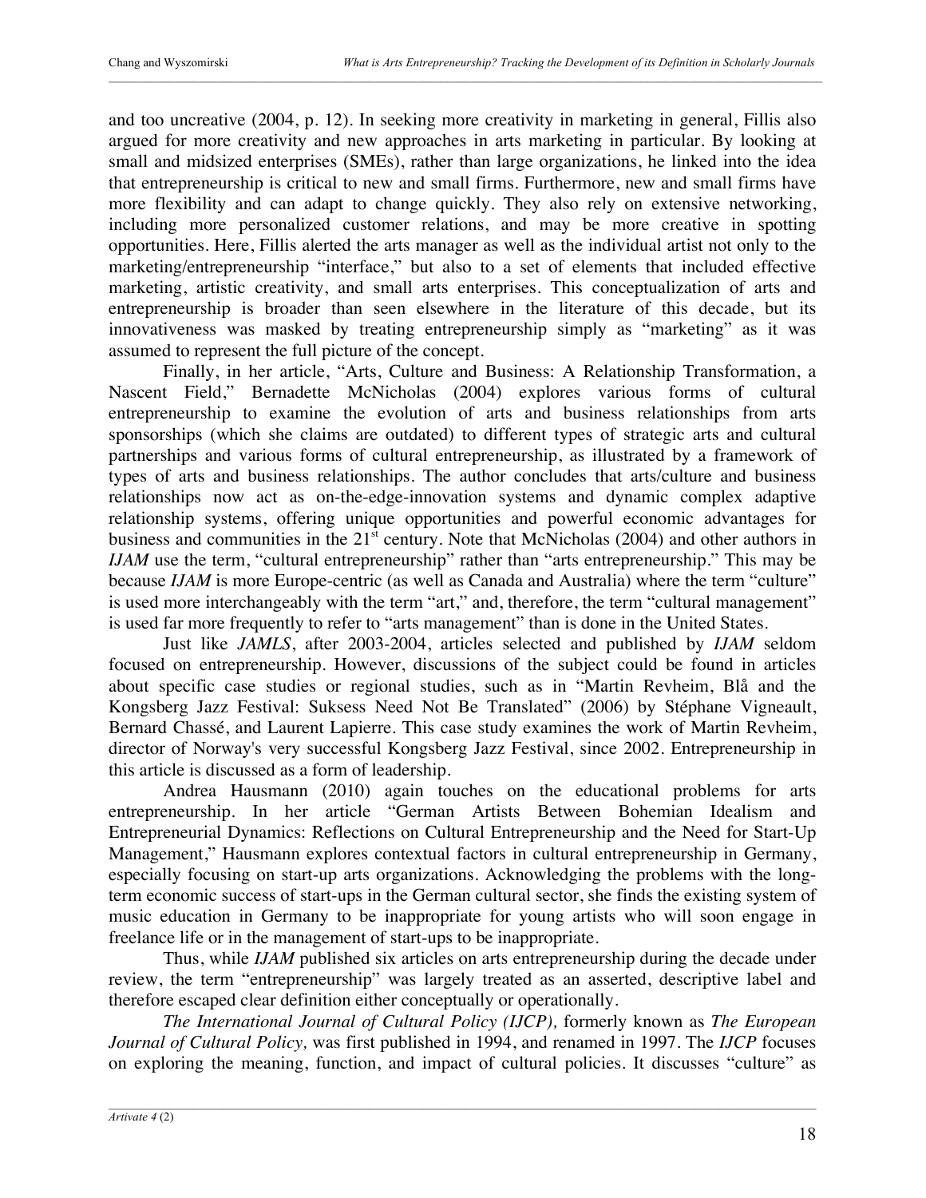and too uncreative (2004, p. 12). In seeking more creativity in marketing in general, Fillis also argued for more creativity and new approaches in arts marketing in particular. By looking at small and midsized enterprises (SMEs), rather than large organizations, he linked into the idea that entrepreneurship is critical to new and small firms. Furthermore, new and small firms have more flexibility and can adapt to change quickly. They also rely on extensive networking, including more personalized customer relations, and may be more creative in spotting opportunities. Here, Fillis alerted the arts manager as well as the individual artist not only to the marketing/entrepreneurship "interface," but also to a set of elements that included effective marketing, artistic creativity, and small arts enterprises. This conceptualization of arts and entrepreneurship is broader than seen elsewhere in the literature of this decade, but its innovativeness was masked by treating entrepreneurship simply as "marketing" as it was assumed to represent the full picture of the concept.

Finally, in her article, "Arts, Culture and Business: A Relationship Transformation, a Nascent Field," Bernadette McNicholas (2004) explores various forms of cultural entrepreneurship to examine the evolution of arts and business relationships from arts sponsorships (which she claims are outdated) to different types of strategic arts and cultural partnerships and various forms of cultural entrepreneurship, as illustrated by a framework of types of arts and business relationships. The author concludes that arts/culture and business relationships now act as on-the-edge-innovation systems and dynamic complex adaptive relationship systems, offering unique opportunities and powerful economic advantages for business and communities in the 21st century. Note that McNicholas (2004) and other authors in *IJAM* use the term, "cultural entrepreneurship" rather than "arts entrepreneurship." This may be because *IJAM* is more Europe-centric (as well as Canada and Australia) where the term "culture" is used more interchangeably with the term "art," and, therefore, the term "cultural management" is used far more frequently to refer to "arts management" than is done in the United States.

Just like *JAMLS*, after 2003-2004, articles selected and published by *IJAM* seldom focused on entrepreneurship. However, discussions of the subject could be found in articles about specific case studies or regional studies, such as in "Martin Revheim, Blå and the Kongsberg Jazz Festival: Suksess Need Not Be Translated" (2006) by Stéphane Vigneault, Bernard Chassé, and Laurent Lapierre. This case study examines the work of Martin Revheim, director of Norway's very successful Kongsberg Jazz Festival, since 2002. Entrepreneurship in this article is discussed as a form of leadership.

Andrea Hausmann (2010) again touches on the educational problems for arts entrepreneurship. In her article "German Artists Between Bohemian Idealism and Entrepreneurial Dynamics: Reflections on Cultural Entrepreneurship and the Need for Start-Up Management," Hausmann explores contextual factors in cultural entrepreneurship in Germany, especially focusing on start-up arts organizations. Acknowledging the problems with the long-term economic success of start-ups in the German cultural sector, she finds the existing system of music education in Germany to be inappropriate for young artists who will soon engage in freelance life or in the management of start-ups to be inappropriate.

Thus, while *IJAM* published six articles on arts entrepreneurship during the decade under review, the term "entrepreneurship" was largely treated as an asserted, descriptive label and therefore escaped clear definition either conceptually or operationally.

*The International Journal of Cultural Policy (IJCP),* formerly known as *The European Journal of Cultural Policy,* was first published in 1994, and renamed in 1997. The *IJCP* focuses on exploring the meaning, function, and impact of cultural policies. It discusses "culture" as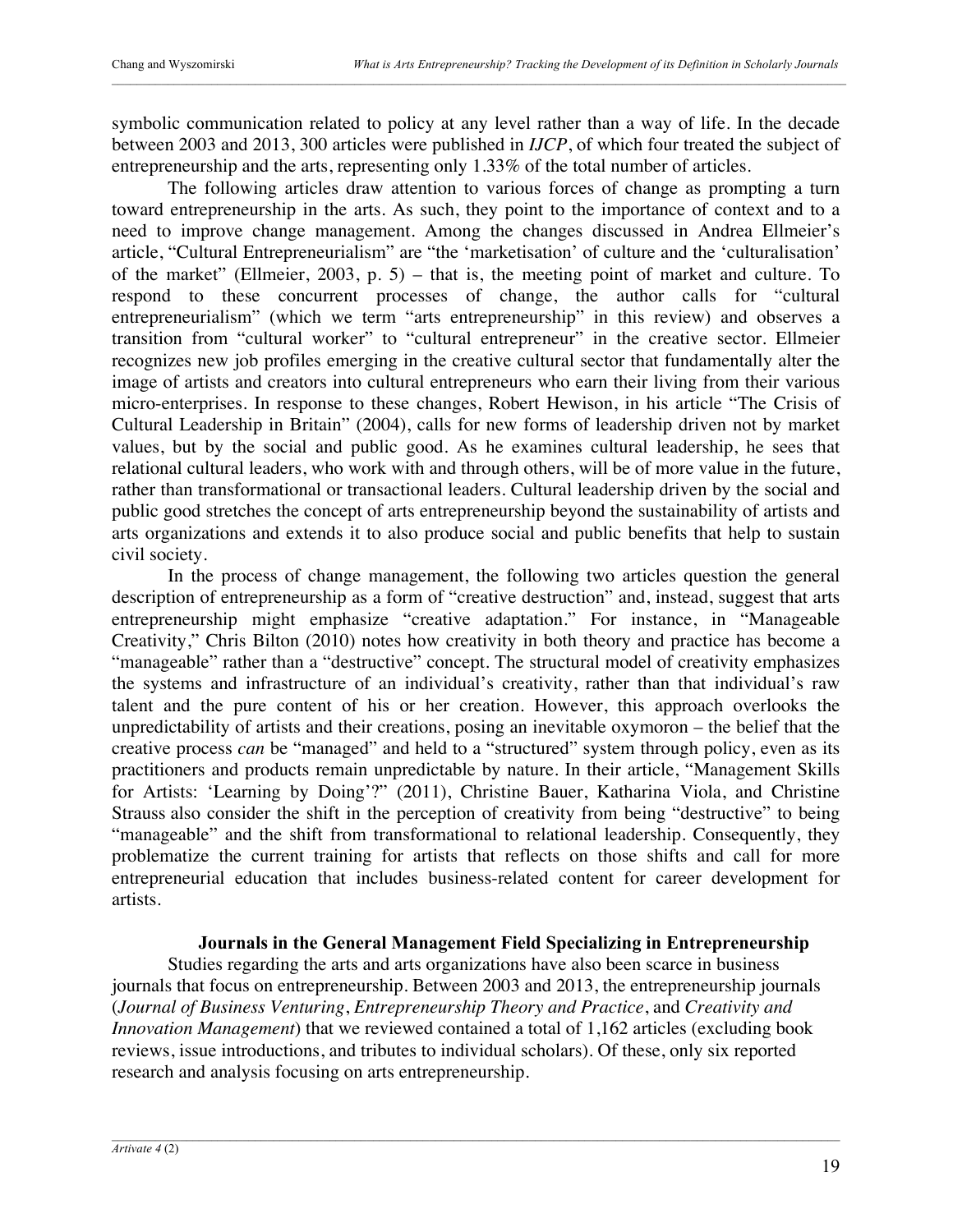symbolic communication related to policy at any level rather than a way of life. In the decade between 2003 and 2013, 300 articles were published in *IJCP*, of which four treated the subject of entrepreneurship and the arts, representing only 1.33% of the total number of articles.

The following articles draw attention to various forces of change as prompting a turn toward entrepreneurship in the arts. As such, they point to the importance of context and to a need to improve change management. Among the changes discussed in Andrea Ellmeier's article, "Cultural Entrepreneurialism" are "the 'marketisation' of culture and the 'culturalisation' of the market" (Ellmeier, 2003, p. 5) – that is, the meeting point of market and culture. To respond to these concurrent processes of change, the author calls for "cultural entrepreneurialism" (which we term "arts entrepreneurship" in this review) and observes a transition from "cultural worker" to "cultural entrepreneur" in the creative sector. Ellmeier recognizes new job profiles emerging in the creative cultural sector that fundamentally alter the image of artists and creators into cultural entrepreneurs who earn their living from their various micro-enterprises. In response to these changes, Robert Hewison, in his article "The Crisis of Cultural Leadership in Britain" (2004), calls for new forms of leadership driven not by market values, but by the social and public good. As he examines cultural leadership, he sees that relational cultural leaders, who work with and through others, will be of more value in the future, rather than transformational or transactional leaders. Cultural leadership driven by the social and public good stretches the concept of arts entrepreneurship beyond the sustainability of artists and arts organizations and extends it to also produce social and public benefits that help to sustain civil society.

In the process of change management, the following two articles question the general description of entrepreneurship as a form of "creative destruction" and, instead, suggest that arts entrepreneurship might emphasize "creative adaptation." For instance, in "Manageable Creativity," Chris Bilton (2010) notes how creativity in both theory and practice has become a "manageable" rather than a "destructive" concept. The structural model of creativity emphasizes the systems and infrastructure of an individual's creativity, rather than that individual's raw talent and the pure content of his or her creation. However, this approach overlooks the unpredictability of artists and their creations, posing an inevitable oxymoron – the belief that the creative process *can* be "managed" and held to a "structured" system through policy, even as its practitioners and products remain unpredictable by nature. In their article, "Management Skills for Artists: 'Learning by Doing'?" (2011), Christine Bauer, Katharina Viola, and Christine Strauss also consider the shift in the perception of creativity from being "destructive" to being "manageable" and the shift from transformational to relational leadership. Consequently, they problematize the current training for artists that reflects on those shifts and call for more entrepreneurial education that includes business-related content for career development for artists.

### Journals in the General Management Field Specializing in Entrepreneurship

Studies regarding the arts and arts organizations have also been scarce in business journals that focus on entrepreneurship. Between 2003 and 2013, the entrepreneurship journals (*Journal of Business Venturing*, *Entrepreneurship Theory and Practice*, and *Creativity and Innovation Management*) that we reviewed contained a total of 1,162 articles (excluding book reviews, issue introductions, and tributes to individual scholars). Of these, only six reported research and analysis focusing on arts entrepreneurship.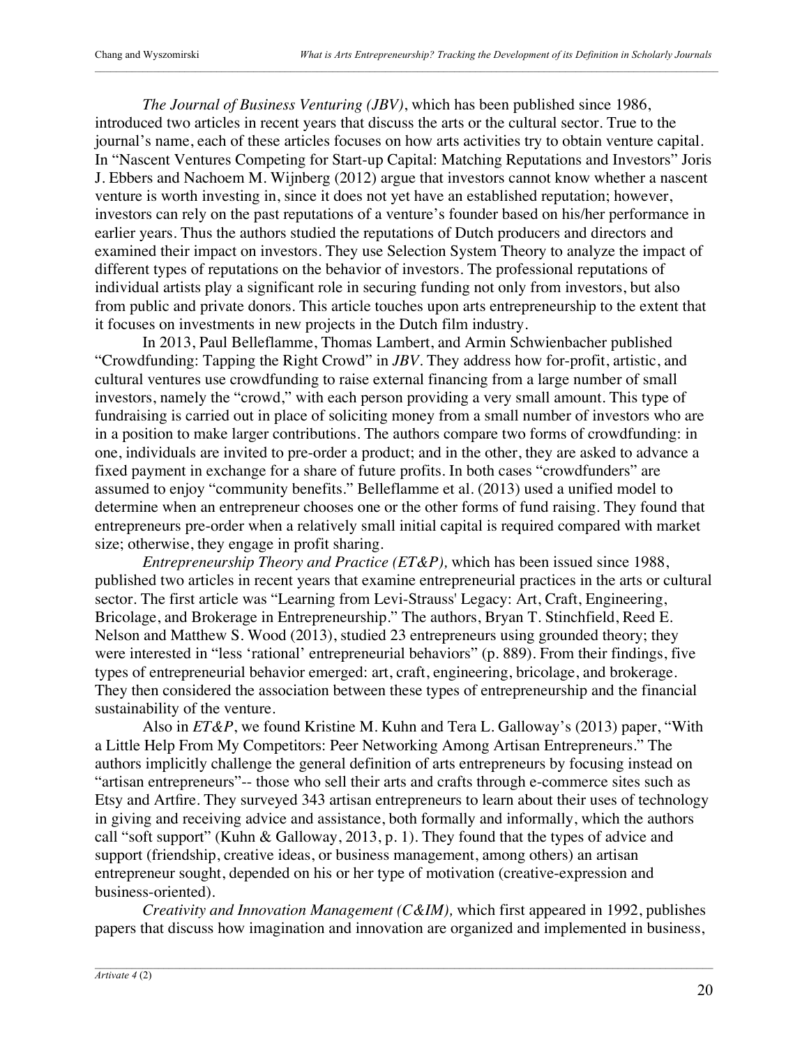*The Journal of Business Venturing (JBV)*, which has been published since 1986, introduced two articles in recent years that discuss the arts or the cultural sector. True to the journal's name, each of these articles focuses on how arts activities try to obtain venture capital. In "Nascent Ventures Competing for Start-up Capital: Matching Reputations and Investors" Joris J. Ebbers and Nachoem M. Wijnberg (2012) argue that investors cannot know whether a nascent venture is worth investing in, since it does not yet have an established reputation; however, investors can rely on the past reputations of a venture's founder based on his/her performance in earlier years. Thus the authors studied the reputations of Dutch producers and directors and examined their impact on investors. They use Selection System Theory to analyze the impact of different types of reputations on the behavior of investors. The professional reputations of individual artists play a significant role in securing funding not only from investors, but also from public and private donors. This article touches upon arts entrepreneurship to the extent that it focuses on investments in new projects in the Dutch film industry.

In 2013, Paul Belleflamme, Thomas Lambert, and Armin Schwienbacher published "Crowdfunding: Tapping the Right Crowd" in *JBV*. They address how for-profit, artistic, and cultural ventures use crowdfunding to raise external financing from a large number of small investors, namely the "crowd," with each person providing a very small amount. This type of fundraising is carried out in place of soliciting money from a small number of investors who are in a position to make larger contributions. The authors compare two forms of crowdfunding: in one, individuals are invited to pre-order a product; and in the other, they are asked to advance a fixed payment in exchange for a share of future profits. In both cases "crowdfunders" are assumed to enjoy "community benefits." Belleflamme et al. (2013) used a unified model to determine when an entrepreneur chooses one or the other forms of fund raising. They found that entrepreneurs pre-order when a relatively small initial capital is required compared with market size; otherwise, they engage in profit sharing.

*Entrepreneurship Theory and Practice (ET&P),* which has been issued since 1988, published two articles in recent years that examine entrepreneurial practices in the arts or cultural sector. The first article was "Learning from Levi-Strauss' Legacy: Art, Craft, Engineering, Bricolage, and Brokerage in Entrepreneurship." The authors, Bryan T. Stinchfield, Reed E. Nelson and Matthew S. Wood (2013), studied 23 entrepreneurs using grounded theory; they were interested in "less 'rational' entrepreneurial behaviors" (p. 889). From their findings, five types of entrepreneurial behavior emerged: art, craft, engineering, bricolage, and brokerage. They then considered the association between these types of entrepreneurship and the financial sustainability of the venture.

Also in *ET&P*, we found Kristine M. Kuhn and Tera L. Galloway's (2013) paper, "With a Little Help From My Competitors: Peer Networking Among Artisan Entrepreneurs." The authors implicitly challenge the general definition of arts entrepreneurs by focusing instead on "artisan entrepreneurs"-- those who sell their arts and crafts through e-commerce sites such as Etsy and Artfire. They surveyed 343 artisan entrepreneurs to learn about their uses of technology in giving and receiving advice and assistance, both formally and informally, which the authors call "soft support" (Kuhn & Galloway, 2013, p. 1). They found that the types of advice and support (friendship, creative ideas, or business management, among others) an artisan entrepreneur sought, depended on his or her type of motivation (creative-expression and business-oriented).

*Creativity and Innovation Management (C&IM),* which first appeared in 1992, publishes papers that discuss how imagination and innovation are organized and implemented in business,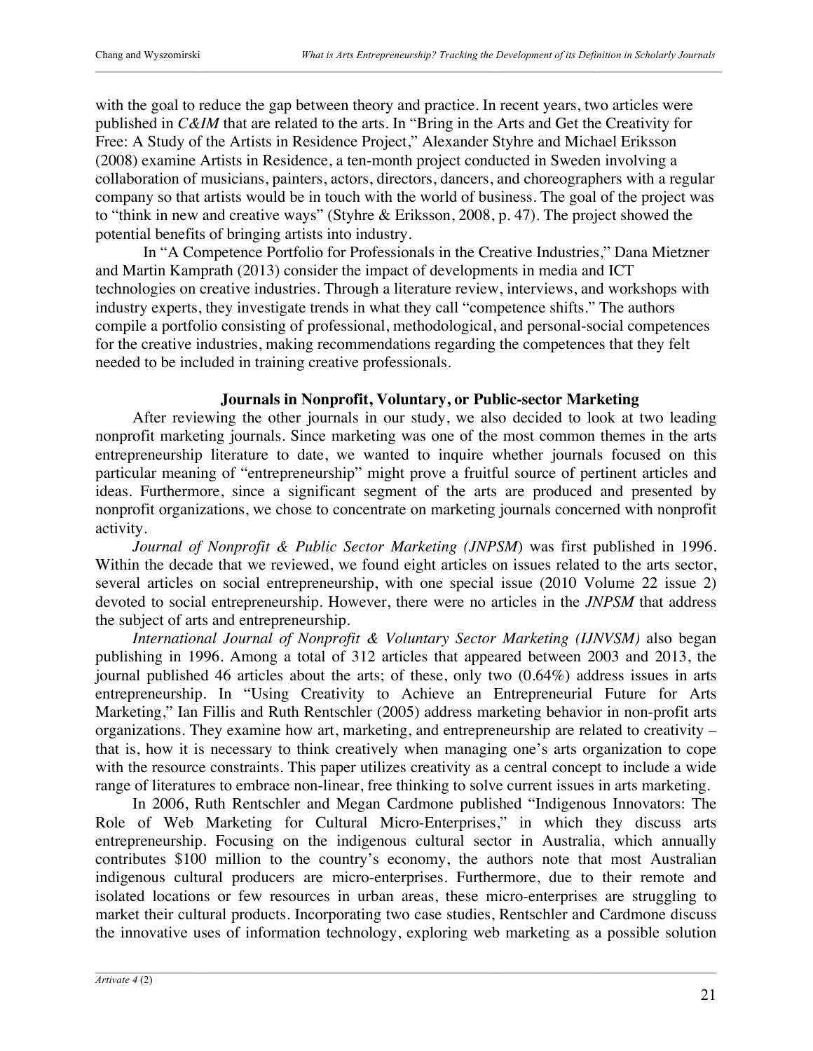with the goal to reduce the gap between theory and practice. In recent years, two articles were published in *C&IM* that are related to the arts. In "Bring in the Arts and Get the Creativity for Free: A Study of the Artists in Residence Project," Alexander Styhre and Michael Eriksson (2008) examine Artists in Residence, a ten-month project conducted in Sweden involving a collaboration of musicians, painters, actors, directors, dancers, and choreographers with a regular company so that artists would be in touch with the world of business. The goal of the project was to "think in new and creative ways" (Styhre & Eriksson, 2008, p. 47). The project showed the potential benefits of bringing artists into industry.

In "A Competence Portfolio for Professionals in the Creative Industries," Dana Mietzner and Martin Kamprath (2013) consider the impact of developments in media and ICT technologies on creative industries. Through a literature review, interviews, and workshops with industry experts, they investigate trends in what they call "competence shifts." The authors compile a portfolio consisting of professional, methodological, and personal-social competences for the creative industries, making recommendations regarding the competences that they felt needed to be included in training creative professionals.

### Journals in Nonprofit, Voluntary, or Public-sector Marketing

After reviewing the other journals in our study, we also decided to look at two leading nonprofit marketing journals. Since marketing was one of the most common themes in the arts entrepreneurship literature to date, we wanted to inquire whether journals focused on this particular meaning of "entrepreneurship" might prove a fruitful source of pertinent articles and ideas. Furthermore, since a significant segment of the arts are produced and presented by nonprofit organizations, we chose to concentrate on marketing journals concerned with nonprofit activity.

*Journal of Nonprofit & Public Sector Marketing (JNPSM*) was first published in 1996. Within the decade that we reviewed, we found eight articles on issues related to the arts sector, several articles on social entrepreneurship, with one special issue (2010 Volume 22 issue 2) devoted to social entrepreneurship. However, there were no articles in the *JNPSM* that address the subject of arts and entrepreneurship.

*International Journal of Nonprofit & Voluntary Sector Marketing (IJNVSM)* also began publishing in 1996. Among a total of 312 articles that appeared between 2003 and 2013, the journal published 46 articles about the arts; of these, only two (0.64%) address issues in arts entrepreneurship. In "Using Creativity to Achieve an Entrepreneurial Future for Arts Marketing," Ian Fillis and Ruth Rentschler (2005) address marketing behavior in non-profit arts organizations. They examine how art, marketing, and entrepreneurship are related to creativity – that is, how it is necessary to think creatively when managing one's arts organization to cope with the resource constraints. This paper utilizes creativity as a central concept to include a wide range of literatures to embrace non-linear, free thinking to solve current issues in arts marketing.

In 2006, Ruth Rentschler and Megan Cardmone published "Indigenous Innovators: The Role of Web Marketing for Cultural Micro-Enterprises," in which they discuss arts entrepreneurship. Focusing on the indigenous cultural sector in Australia, which annually contributes $100 million to the country's economy, the authors note that most Australian indigenous cultural producers are micro-enterprises. Furthermore, due to their remote and isolated locations or few resources in urban areas, these micro-enterprises are struggling to market their cultural products. Incorporating two case studies, Rentschler and Cardmone discuss the innovative uses of information technology, exploring web marketing as a possible solution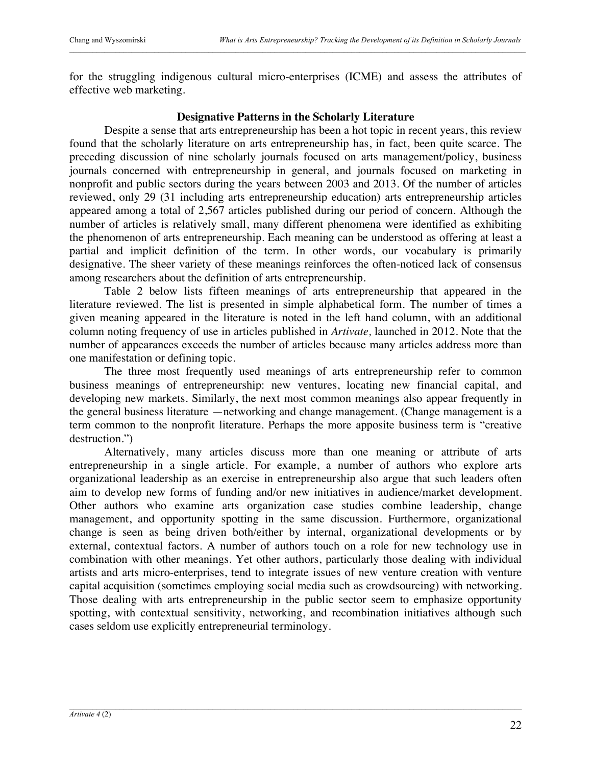for the struggling indigenous cultural micro-enterprises (ICME) and assess the attributes of effective web marketing.

### Designative Patterns in the Scholarly Literature

Despite a sense that arts entrepreneurship has been a hot topic in recent years, this review found that the scholarly literature on arts entrepreneurship has, in fact, been quite scarce. The preceding discussion of nine scholarly journals focused on arts management/policy, business journals concerned with entrepreneurship in general, and journals focused on marketing in nonprofit and public sectors during the years between 2003 and 2013. Of the number of articles reviewed, only 29 (31 including arts entrepreneurship education) arts entrepreneurship articles appeared among a total of 2,567 articles published during our period of concern. Although the number of articles is relatively small, many different phenomena were identified as exhibiting the phenomenon of arts entrepreneurship. Each meaning can be understood as offering at least a partial and implicit definition of the term. In other words, our vocabulary is primarily designative. The sheer variety of these meanings reinforces the often-noticed lack of consensus among researchers about the definition of arts entrepreneurship.

Table 2 below lists fifteen meanings of arts entrepreneurship that appeared in the literature reviewed. The list is presented in simple alphabetical form. The number of times a given meaning appeared in the literature is noted in the left hand column, with an additional column noting frequency of use in articles published in *Artivate,* launched in 2012. Note that the number of appearances exceeds the number of articles because many articles address more than one manifestation or defining topic.

The three most frequently used meanings of arts entrepreneurship refer to common business meanings of entrepreneurship: new ventures, locating new financial capital, and developing new markets. Similarly, the next most common meanings also appear frequently in the general business literature —networking and change management. (Change management is a term common to the nonprofit literature. Perhaps the more apposite business term is "creative destruction.")

Alternatively, many articles discuss more than one meaning or attribute of arts entrepreneurship in a single article. For example, a number of authors who explore arts organizational leadership as an exercise in entrepreneurship also argue that such leaders often aim to develop new forms of funding and/or new initiatives in audience/market development. Other authors who examine arts organization case studies combine leadership, change management, and opportunity spotting in the same discussion. Furthermore, organizational change is seen as being driven both/either by internal, organizational developments or by external, contextual factors. A number of authors touch on a role for new technology use in combination with other meanings. Yet other authors, particularly those dealing with individual artists and arts micro-enterprises, tend to integrate issues of new venture creation with venture capital acquisition (sometimes employing social media such as crowdsourcing) with networking. Those dealing with arts entrepreneurship in the public sector seem to emphasize opportunity spotting, with contextual sensitivity, networking, and recombination initiatives although such cases seldom use explicitly entrepreneurial terminology.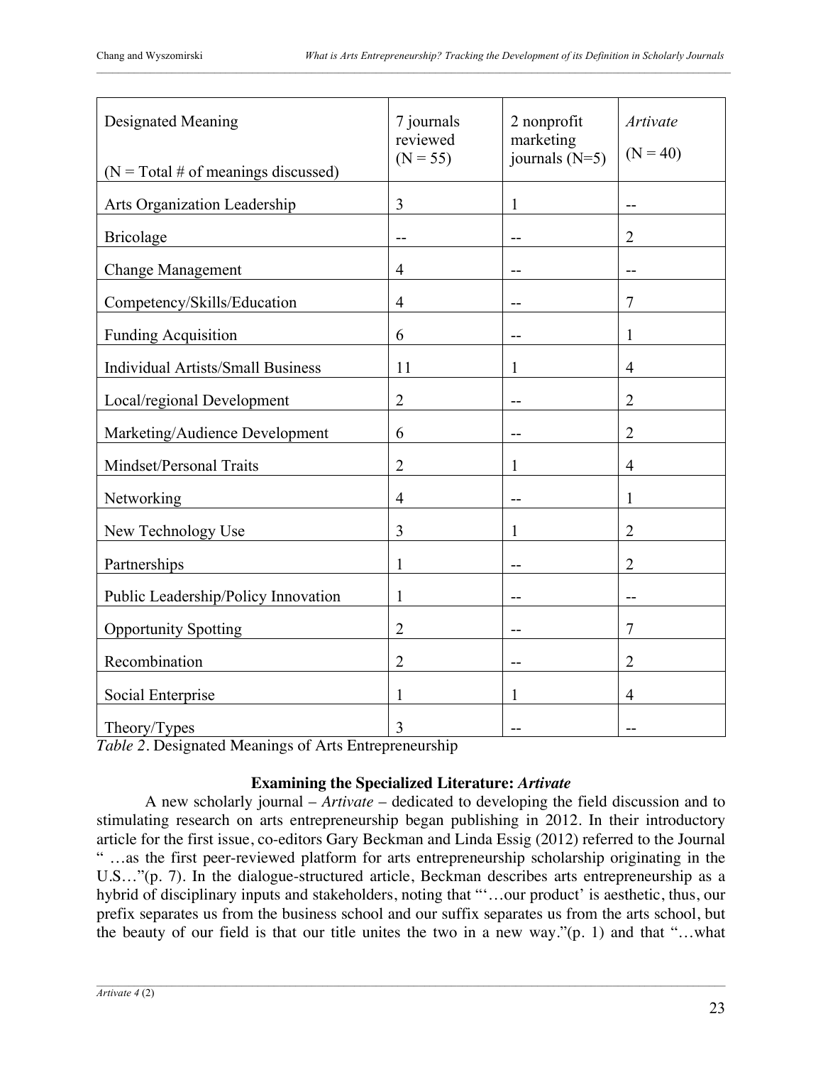| Designated Meaning<br><br>(N = Total # of meanings discussed) | 7 journals reviewed (N = 55) | 2 nonprofit marketing journals (N=5) | *Artivate* (N = 40) |
|---|---|---|---|
| Arts Organization Leadership | 3 | 1 | -- |
| Bricolage | -- | -- | 2 |
| Change Management | 4 | -- | -- |
| Competency/Skills/Education | 4 | -- | 7 |
| Funding Acquisition | 6 | -- | 1 |
| Individual Artists/Small Business | 11 | 1 | 4 |
| Local/regional Development | 2 | -- | 2 |
| Marketing/Audience Development | 6 | -- | 2 |
| Mindset/Personal Traits | 2 | 1 | 4 |
| Networking | 4 | -- | 1 |
| New Technology Use | 3 | 1 | 2 |
| Partnerships | 1 | -- | 2 |
| Public Leadership/Policy Innovation | 1 | -- | -- |
| Opportunity Spotting | 2 | -- | 7 |
| Recombination | 2 | -- | 2 |
| Social Enterprise | 1 | 1 | 4 |
| Theory/Types | 3 | -- | -- |

*Table 2*. Designated Meanings of Arts Entrepreneurship

### Examining the Specialized Literature: *Artivate*

A new scholarly journal – *Artivate* – dedicated to developing the field discussion and to stimulating research on arts entrepreneurship began publishing in 2012. In their introductory article for the first issue, co-editors Gary Beckman and Linda Essig (2012) referred to the Journal " …as the first peer-reviewed platform for arts entrepreneurship scholarship originating in the U.S…"(p. 7). In the dialogue-structured article, Beckman describes arts entrepreneurship as a hybrid of disciplinary inputs and stakeholders, noting that "'…our product' is aesthetic, thus, our prefix separates us from the business school and our suffix separates us from the arts school, but the beauty of our field is that our title unites the two in a new way."(p. 1) and that "…what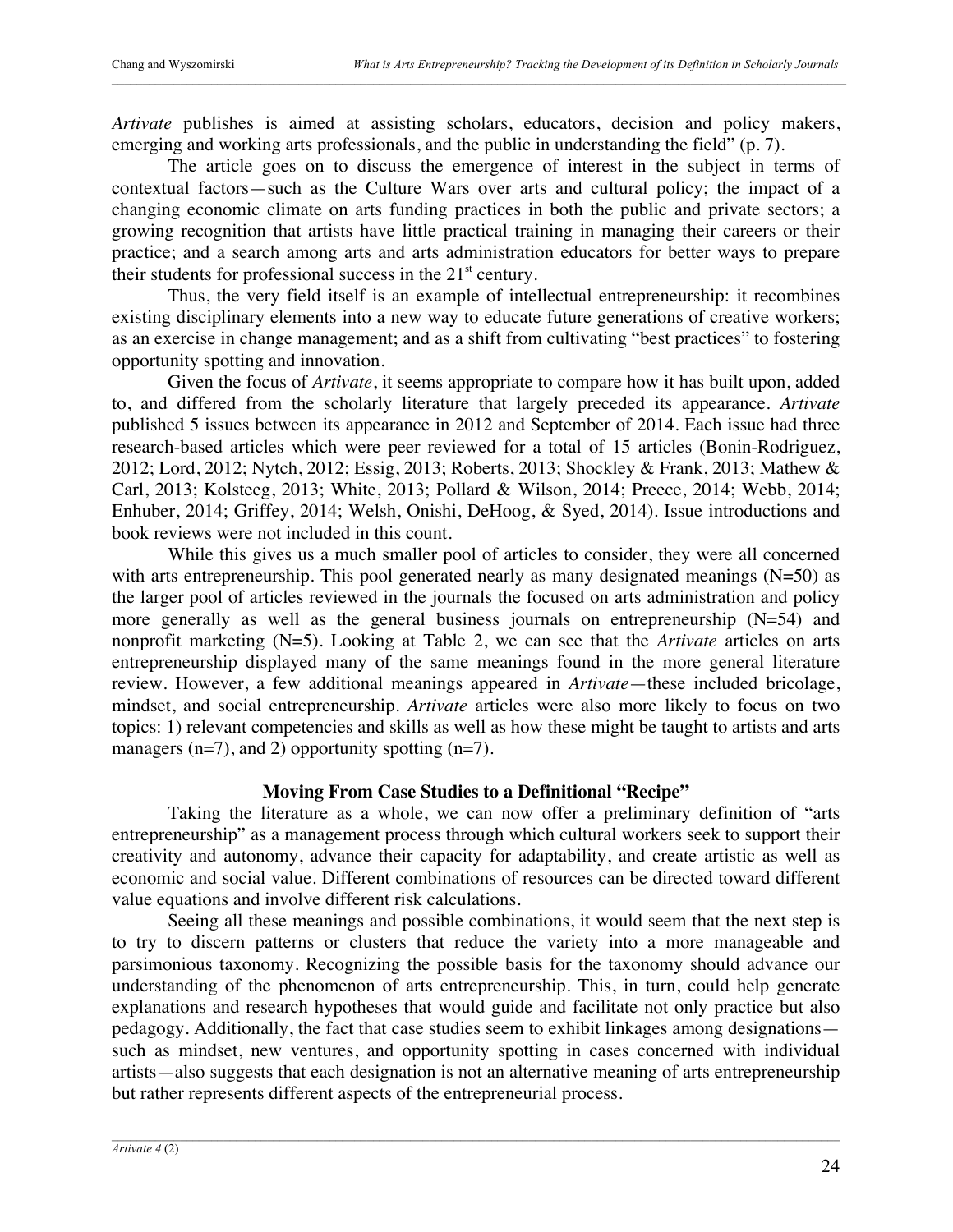*Artivate* publishes is aimed at assisting scholars, educators, decision and policy makers, emerging and working arts professionals, and the public in understanding the field" (p. 7).

The article goes on to discuss the emergence of interest in the subject in terms of contextual factors—such as the Culture Wars over arts and cultural policy; the impact of a changing economic climate on arts funding practices in both the public and private sectors; a growing recognition that artists have little practical training in managing their careers or their practice; and a search among arts and arts administration educators for better ways to prepare their students for professional success in the 21st century.

Thus, the very field itself is an example of intellectual entrepreneurship: it recombines existing disciplinary elements into a new way to educate future generations of creative workers; as an exercise in change management; and as a shift from cultivating "best practices" to fostering opportunity spotting and innovation.

Given the focus of *Artivate*, it seems appropriate to compare how it has built upon, added to, and differed from the scholarly literature that largely preceded its appearance. *Artivate* published 5 issues between its appearance in 2012 and September of 2014. Each issue had three research-based articles which were peer reviewed for a total of 15 articles (Bonin-Rodriguez, 2012; Lord, 2012; Nytch, 2012; Essig, 2013; Roberts, 2013; Shockley & Frank, 2013; Mathew & Carl, 2013; Kolsteeg, 2013; White, 2013; Pollard & Wilson, 2014; Preece, 2014; Webb, 2014; Enhuber, 2014; Griffey, 2014; Welsh, Onishi, DeHoog, & Syed, 2014). Issue introductions and book reviews were not included in this count.

While this gives us a much smaller pool of articles to consider, they were all concerned with arts entrepreneurship. This pool generated nearly as many designated meanings (N=50) as the larger pool of articles reviewed in the journals the focused on arts administration and policy more generally as well as the general business journals on entrepreneurship (N=54) and nonprofit marketing (N=5). Looking at Table 2, we can see that the *Artivate* articles on arts entrepreneurship displayed many of the same meanings found in the more general literature review. However, a few additional meanings appeared in *Artivate*—these included bricolage, mindset, and social entrepreneurship. *Artivate* articles were also more likely to focus on two topics: 1) relevant competencies and skills as well as how these might be taught to artists and arts managers (n=7), and 2) opportunity spotting (n=7).

## Moving From Case Studies to a Definitional "Recipe"

Taking the literature as a whole, we can now offer a preliminary definition of "arts entrepreneurship" as a management process through which cultural workers seek to support their creativity and autonomy, advance their capacity for adaptability, and create artistic as well as economic and social value. Different combinations of resources can be directed toward different value equations and involve different risk calculations.

Seeing all these meanings and possible combinations, it would seem that the next step is to try to discern patterns or clusters that reduce the variety into a more manageable and parsimonious taxonomy. Recognizing the possible basis for the taxonomy should advance our understanding of the phenomenon of arts entrepreneurship. This, in turn, could help generate explanations and research hypotheses that would guide and facilitate not only practice but also pedagogy. Additionally, the fact that case studies seem to exhibit linkages among designations—such as mindset, new ventures, and opportunity spotting in cases concerned with individual artists—also suggests that each designation is not an alternative meaning of arts entrepreneurship but rather represents different aspects of the entrepreneurial process.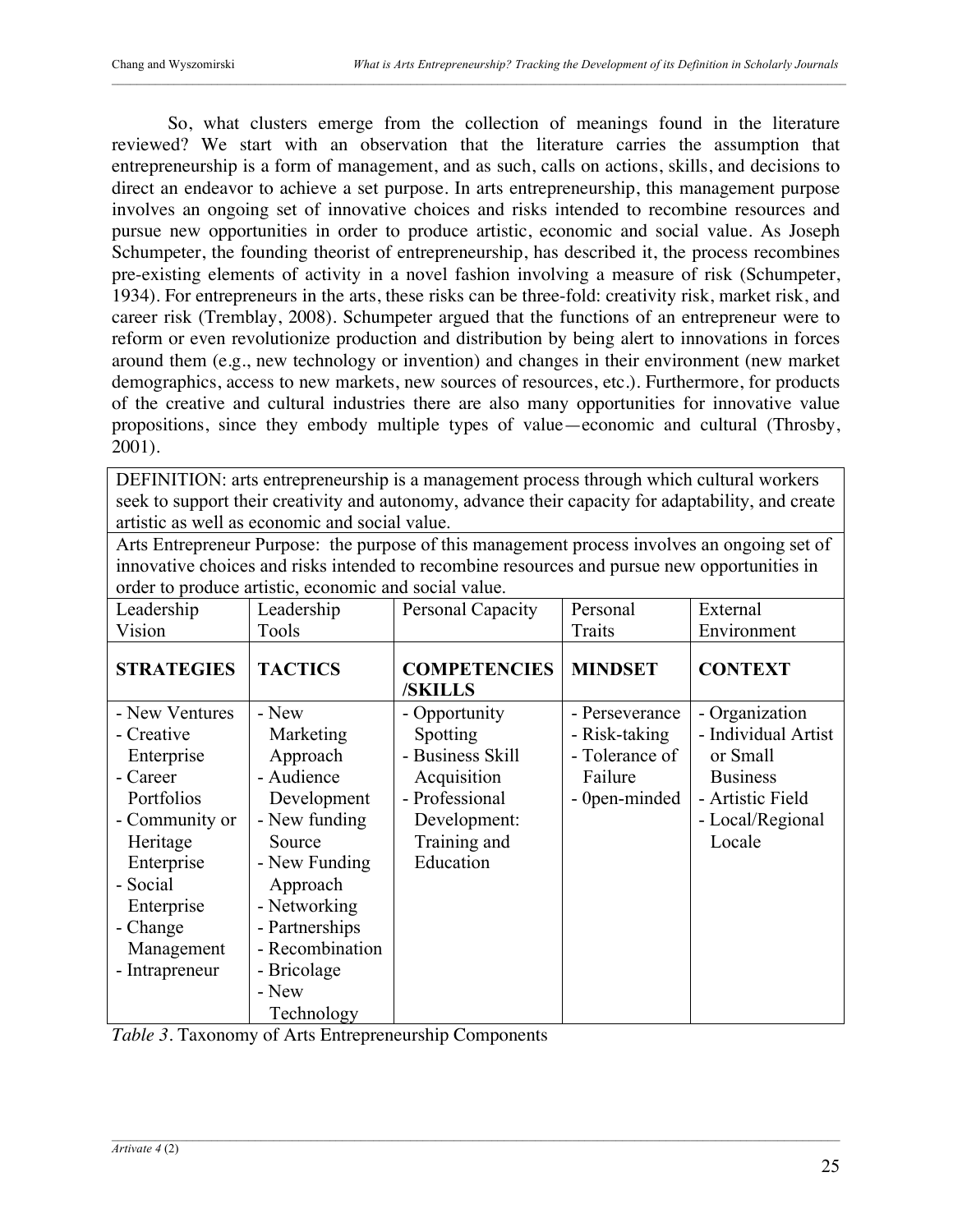So, what clusters emerge from the collection of meanings found in the literature reviewed? We start with an observation that the literature carries the assumption that entrepreneurship is a form of management, and as such, calls on actions, skills, and decisions to direct an endeavor to achieve a set purpose. In arts entrepreneurship, this management purpose involves an ongoing set of innovative choices and risks intended to recombine resources and pursue new opportunities in order to produce artistic, economic and social value. As Joseph Schumpeter, the founding theorist of entrepreneurship, has described it, the process recombines pre-existing elements of activity in a novel fashion involving a measure of risk (Schumpeter, 1934). For entrepreneurs in the arts, these risks can be three-fold: creativity risk, market risk, and career risk (Tremblay, 2008). Schumpeter argued that the functions of an entrepreneur were to reform or even revolutionize production and distribution by being alert to innovations in forces around them (e.g., new technology or invention) and changes in their environment (new market demographics, access to new markets, new sources of resources, etc.). Furthermore, for products of the creative and cultural industries there are also many opportunities for innovative value propositions, since they embody multiple types of value—economic and cultural (Throsby, 2001).

| DEFINITION: arts entrepreneurship is a management process through which cultural workers seek to support their creativity and autonomy, advance their capacity for adaptability, and create artistic as well as economic and social value. | | | | |
|---|---|---|---|---|
| Arts Entrepreneur Purpose: the purpose of this management process involves an ongoing set of innovative choices and risks intended to recombine resources and pursue new opportunities in order to produce artistic, economic and social value. | | | | |
| Leadership Vision | Leadership Tools | Personal Capacity | Personal Traits | External Environment |
| **STRATEGIES** | **TACTICS** | **COMPETENCIES /SKILLS** | **MINDSET** | **CONTEXT** |
| - New Ventures<br>- Creative Enterprise<br>- Career Portfolios<br>- Community or Heritage Enterprise<br>- Social Enterprise<br>- Change Management<br>- Intrapreneur | - New Marketing Approach<br>- Audience Development<br>- New funding Source<br>- New Funding Approach<br>- Networking<br>- Partnerships<br>- Recombination<br>- Bricolage<br>- New Technology | - Opportunity Spotting<br>- Business Skill Acquisition<br>- Professional Development: Training and Education | - Perseverance<br>- Risk-taking<br>- Tolerance of Failure<br>- 0pen-minded | - Organization<br>- Individual Artist or Small Business<br>- Artistic Field<br>- Local/Regional Locale |

*Table 3*. Taxonomy of Arts Entrepreneurship Components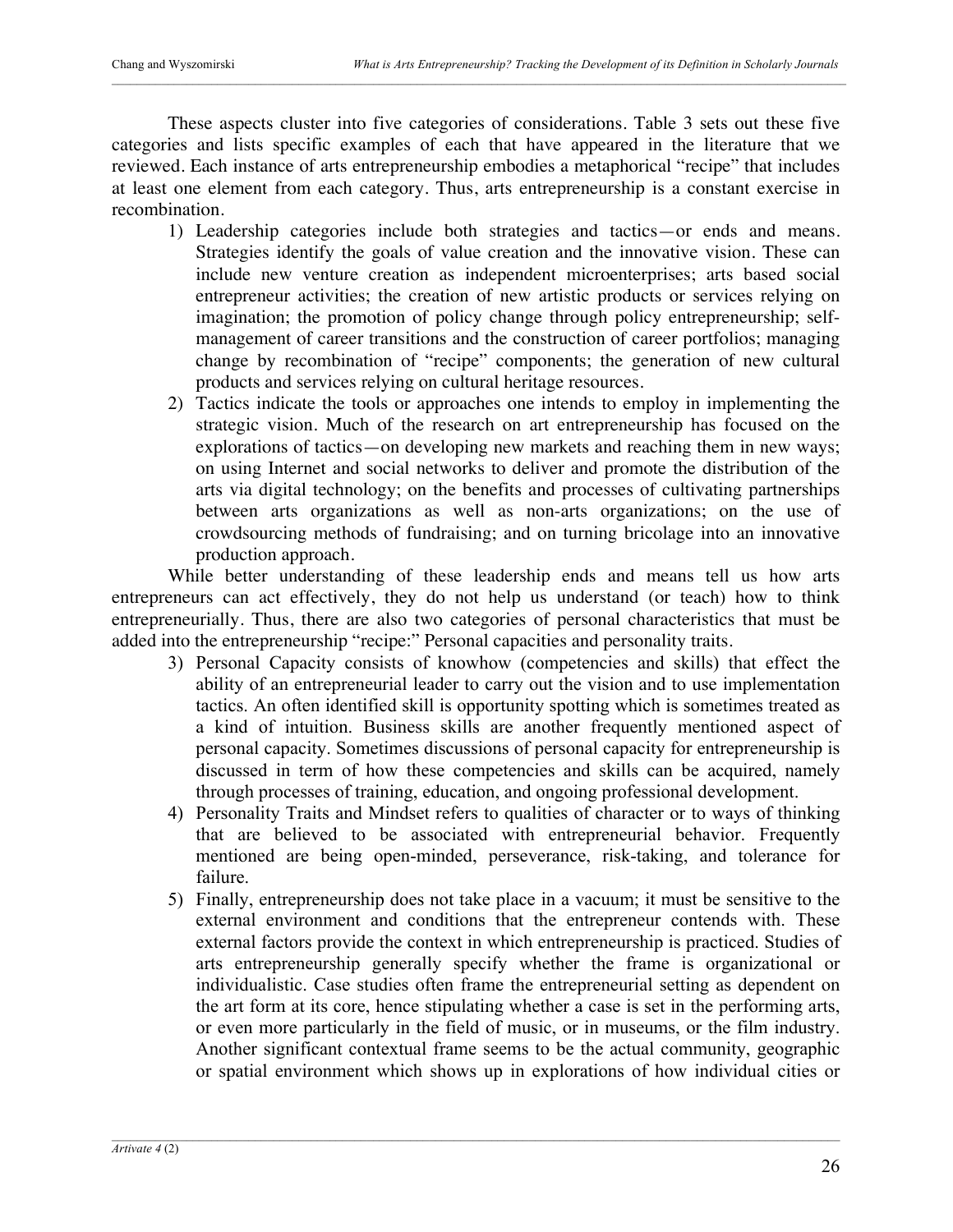These aspects cluster into five categories of considerations. Table 3 sets out these five categories and lists specific examples of each that have appeared in the literature that we reviewed. Each instance of arts entrepreneurship embodies a metaphorical "recipe" that includes at least one element from each category. Thus, arts entrepreneurship is a constant exercise in recombination.

1) Leadership categories include both strategies and tactics—or ends and means. Strategies identify the goals of value creation and the innovative vision. These can include new venture creation as independent microenterprises; arts based social entrepreneur activities; the creation of new artistic products or services relying on imagination; the promotion of policy change through policy entrepreneurship; self-management of career transitions and the construction of career portfolios; managing change by recombination of "recipe" components; the generation of new cultural products and services relying on cultural heritage resources.
2) Tactics indicate the tools or approaches one intends to employ in implementing the strategic vision. Much of the research on art entrepreneurship has focused on the explorations of tactics—on developing new markets and reaching them in new ways; on using Internet and social networks to deliver and promote the distribution of the arts via digital technology; on the benefits and processes of cultivating partnerships between arts organizations as well as non-arts organizations; on the use of crowdsourcing methods of fundraising; and on turning bricolage into an innovative production approach.

While better understanding of these leadership ends and means tell us how arts entrepreneurs can act effectively, they do not help us understand (or teach) how to think entrepreneurially. Thus, there are also two categories of personal characteristics that must be added into the entrepreneurship "recipe:" Personal capacities and personality traits.

3) Personal Capacity consists of knowhow (competencies and skills) that effect the ability of an entrepreneurial leader to carry out the vision and to use implementation tactics. An often identified skill is opportunity spotting which is sometimes treated as a kind of intuition. Business skills are another frequently mentioned aspect of personal capacity. Sometimes discussions of personal capacity for entrepreneurship is discussed in term of how these competencies and skills can be acquired, namely through processes of training, education, and ongoing professional development.
4) Personality Traits and Mindset refers to qualities of character or to ways of thinking that are believed to be associated with entrepreneurial behavior. Frequently mentioned are being open-minded, perseverance, risk-taking, and tolerance for failure.
5) Finally, entrepreneurship does not take place in a vacuum; it must be sensitive to the external environment and conditions that the entrepreneur contends with. These external factors provide the context in which entrepreneurship is practiced. Studies of arts entrepreneurship generally specify whether the frame is organizational or individualistic. Case studies often frame the entrepreneurial setting as dependent on the art form at its core, hence stipulating whether a case is set in the performing arts, or even more particularly in the field of music, or in museums, or the film industry. Another significant contextual frame seems to be the actual community, geographic or spatial environment which shows up in explorations of how individual cities or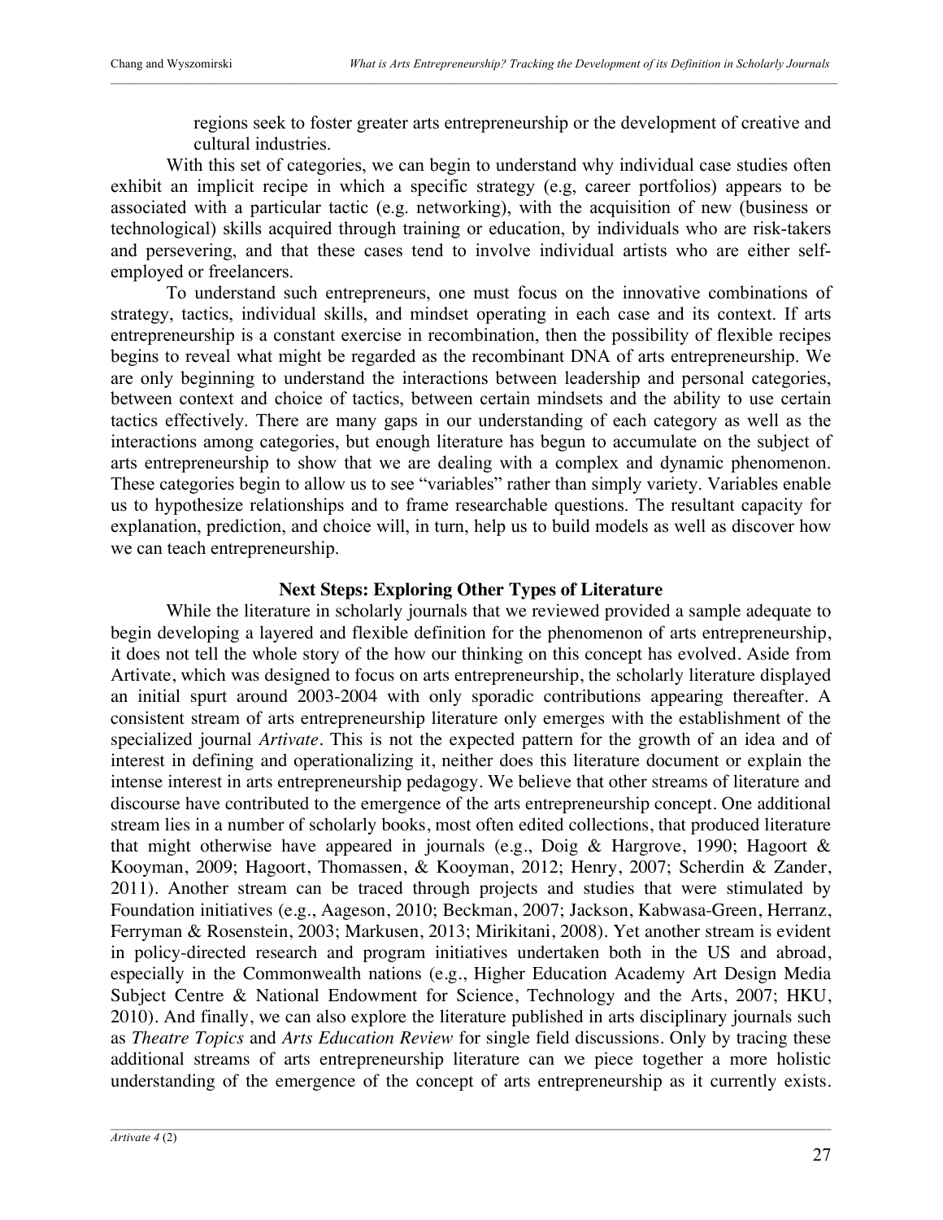regions seek to foster greater arts entrepreneurship or the development of creative and cultural industries.

With this set of categories, we can begin to understand why individual case studies often exhibit an implicit recipe in which a specific strategy (e.g, career portfolios) appears to be associated with a particular tactic (e.g. networking), with the acquisition of new (business or technological) skills acquired through training or education, by individuals who are risk-takers and persevering, and that these cases tend to involve individual artists who are either self-employed or freelancers.

To understand such entrepreneurs, one must focus on the innovative combinations of strategy, tactics, individual skills, and mindset operating in each case and its context. If arts entrepreneurship is a constant exercise in recombination, then the possibility of flexible recipes begins to reveal what might be regarded as the recombinant DNA of arts entrepreneurship. We are only beginning to understand the interactions between leadership and personal categories, between context and choice of tactics, between certain mindsets and the ability to use certain tactics effectively. There are many gaps in our understanding of each category as well as the interactions among categories, but enough literature has begun to accumulate on the subject of arts entrepreneurship to show that we are dealing with a complex and dynamic phenomenon. These categories begin to allow us to see "variables" rather than simply variety. Variables enable us to hypothesize relationships and to frame researchable questions. The resultant capacity for explanation, prediction, and choice will, in turn, help us to build models as well as discover how we can teach entrepreneurship.

## Next Steps: Exploring Other Types of Literature

While the literature in scholarly journals that we reviewed provided a sample adequate to begin developing a layered and flexible definition for the phenomenon of arts entrepreneurship, it does not tell the whole story of the how our thinking on this concept has evolved. Aside from Artivate, which was designed to focus on arts entrepreneurship, the scholarly literature displayed an initial spurt around 2003-2004 with only sporadic contributions appearing thereafter. A consistent stream of arts entrepreneurship literature only emerges with the establishment of the specialized journal *Artivate*. This is not the expected pattern for the growth of an idea and of interest in defining and operationalizing it, neither does this literature document or explain the intense interest in arts entrepreneurship pedagogy. We believe that other streams of literature and discourse have contributed to the emergence of the arts entrepreneurship concept. One additional stream lies in a number of scholarly books, most often edited collections, that produced literature that might otherwise have appeared in journals (e.g., Doig & Hargrove, 1990; Hagoort & Kooyman, 2009; Hagoort, Thomassen, & Kooyman, 2012; Henry, 2007; Scherdin & Zander, 2011). Another stream can be traced through projects and studies that were stimulated by Foundation initiatives (e.g., Aageson, 2010; Beckman, 2007; Jackson, Kabwasa-Green, Herranz, Ferryman & Rosenstein, 2003; Markusen, 2013; Mirikitani, 2008). Yet another stream is evident in policy-directed research and program initiatives undertaken both in the US and abroad, especially in the Commonwealth nations (e.g., Higher Education Academy Art Design Media Subject Centre & National Endowment for Science, Technology and the Arts, 2007; HKU, 2010). And finally, we can also explore the literature published in arts disciplinary journals such as *Theatre Topics* and *Arts Education Review* for single field discussions. Only by tracing these additional streams of arts entrepreneurship literature can we piece together a more holistic understanding of the emergence of the concept of arts entrepreneurship as it currently exists.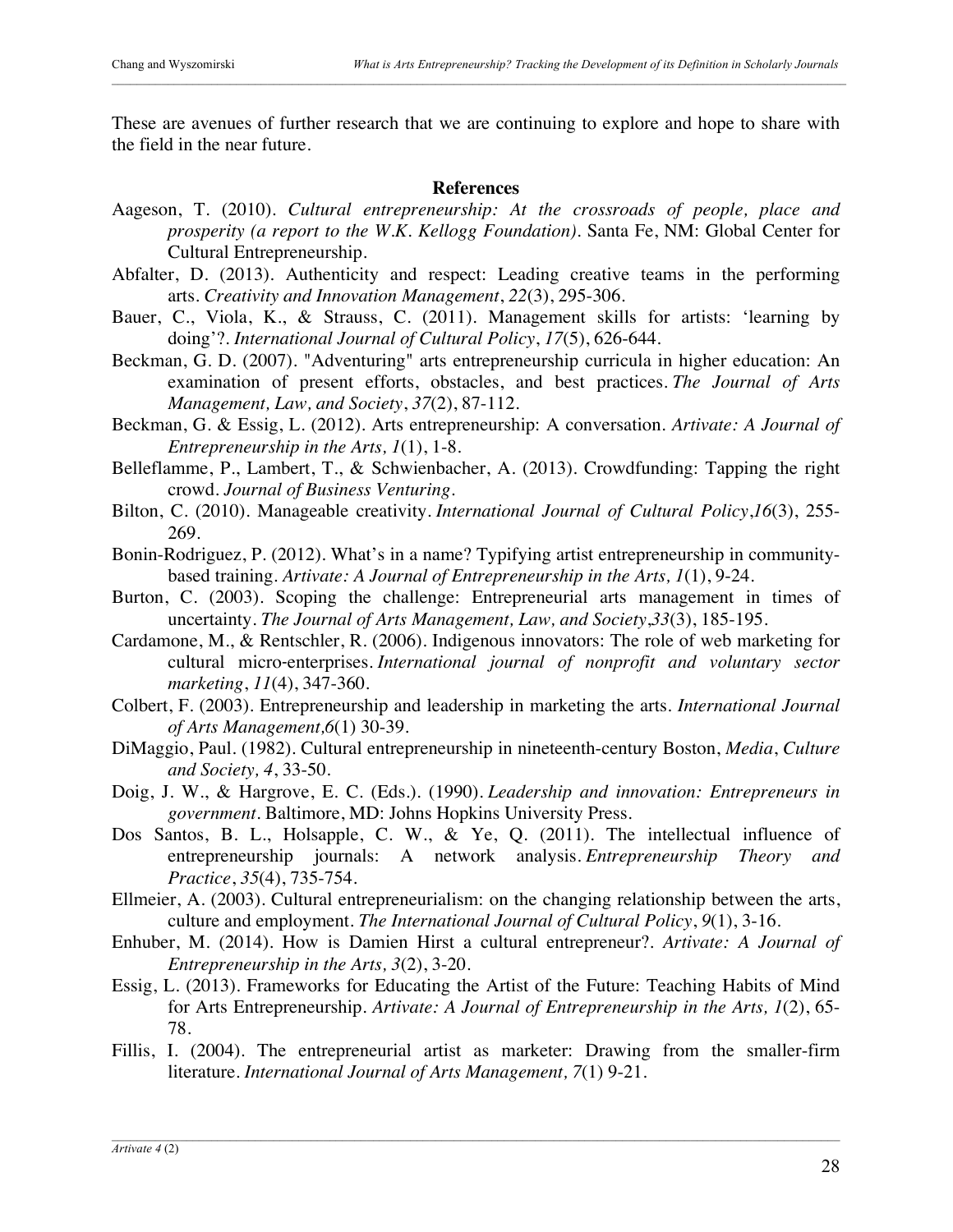These are avenues of further research that we are continuing to explore and hope to share with the field in the near future.

## References

Aageson, T. (2010). *Cultural entrepreneurship: At the crossroads of people, place and prosperity (a report to the W.K. Kellogg Foundation)*. Santa Fe, NM: Global Center for Cultural Entrepreneurship.

Abfalter, D. (2013). Authenticity and respect: Leading creative teams in the performing arts. *Creativity and Innovation Management*, *22*(3), 295-306.

Bauer, C., Viola, K., & Strauss, C. (2011). Management skills for artists: 'learning by doing'?. *International Journal of Cultural Policy*, *17*(5), 626-644.

Beckman, G. D. (2007). "Adventuring" arts entrepreneurship curricula in higher education: An examination of present efforts, obstacles, and best practices. *The Journal of Arts Management, Law, and Society*, *37*(2), 87-112.

Beckman, G. & Essig, L. (2012). Arts entrepreneurship: A conversation. *Artivate: A Journal of Entrepreneurship in the Arts, 1*(1), 1-8.

Belleflamme, P., Lambert, T., & Schwienbacher, A. (2013). Crowdfunding: Tapping the right crowd. *Journal of Business Venturing*.

Bilton, C. (2010). Manageable creativity. *International Journal of Cultural Policy*,*16*(3), 255-269.

Bonin-Rodriguez, P. (2012). What's in a name? Typifying artist entrepreneurship in community-based training. *Artivate: A Journal of Entrepreneurship in the Arts, 1*(1), 9-24.

Burton, C. (2003). Scoping the challenge: Entrepreneurial arts management in times of uncertainty. *The Journal of Arts Management, Law, and Society*,*33*(3), 185-195.

Cardamone, M., & Rentschler, R. (2006). Indigenous innovators: The role of web marketing for cultural micro-enterprises. *International journal of nonprofit and voluntary sector marketing*, *11*(4), 347-360.

Colbert, F. (2003). Entrepreneurship and leadership in marketing the arts. *International Journal of Arts Management,6*(1) 30-39.

DiMaggio, Paul. (1982). Cultural entrepreneurship in nineteenth-century Boston, *Media*, *Culture and Society, 4*, 33-50.

Doig, J. W., & Hargrove, E. C. (Eds.). (1990). *Leadership and innovation: Entrepreneurs in government*. Baltimore, MD: Johns Hopkins University Press.

Dos Santos, B. L., Holsapple, C. W., & Ye, Q. (2011). The intellectual influence of entrepreneurship journals: A network analysis. *Entrepreneurship Theory and Practice*, *35*(4), 735-754.

Ellmeier, A. (2003). Cultural entrepreneurialism: on the changing relationship between the arts, culture and employment. *The International Journal of Cultural Policy*, *9*(1), 3-16.

Enhuber, M. (2014). How is Damien Hirst a cultural entrepreneur?. *Artivate: A Journal of Entrepreneurship in the Arts, 3*(2), 3-20.

Essig, L. (2013). Frameworks for Educating the Artist of the Future: Teaching Habits of Mind for Arts Entrepreneurship. *Artivate: A Journal of Entrepreneurship in the Arts, 1*(2), 65-78.

Fillis, I. (2004). The entrepreneurial artist as marketer: Drawing from the smaller-firm literature. *International Journal of Arts Management, 7*(1) 9-21.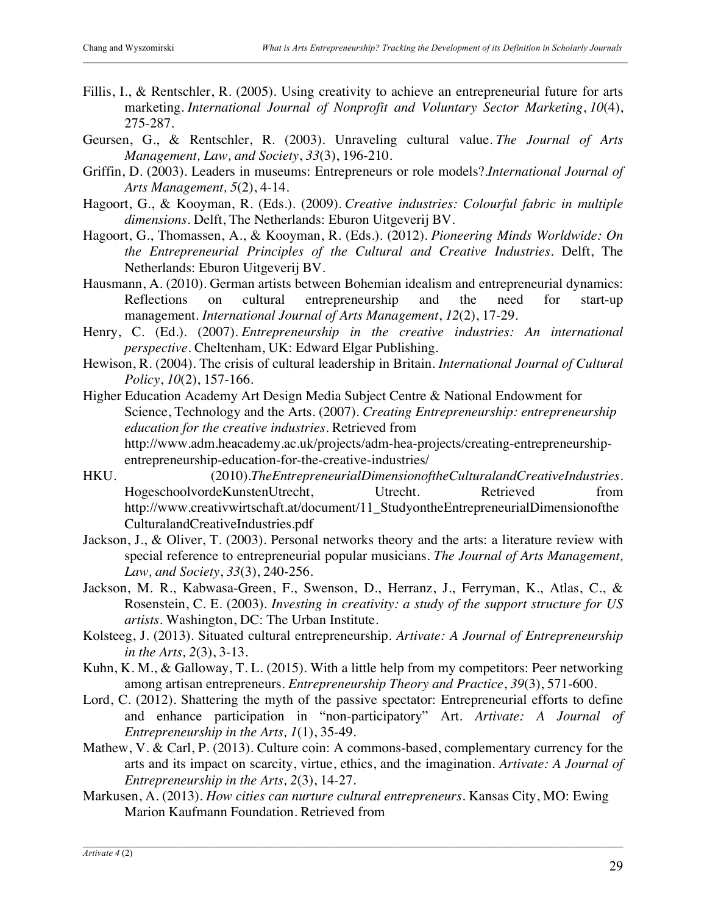Fillis, I., & Rentschler, R. (2005). Using creativity to achieve an entrepreneurial future for arts marketing. *International Journal of Nonprofit and Voluntary Sector Marketing*, *10*(4), 275-287.

Geursen, G., & Rentschler, R. (2003). Unraveling cultural value. *The Journal of Arts Management, Law, and Society*, *33*(3), 196-210.

Griffin, D. (2003). Leaders in museums: Entrepreneurs or role models?.*International Journal of Arts Management, 5*(2), 4-14.

Hagoort, G., & Kooyman, R. (Eds.). (2009). *Creative industries: Colourful fabric in multiple dimensions*. Delft, The Netherlands: Eburon Uitgeverij BV.

Hagoort, G., Thomassen, A., & Kooyman, R. (Eds.). (2012). *Pioneering Minds Worldwide: On the Entrepreneurial Principles of the Cultural and Creative Industries*. Delft, The Netherlands: Eburon Uitgeverij BV.

Hausmann, A. (2010). German artists between Bohemian idealism and entrepreneurial dynamics: Reflections on cultural entrepreneurship and the need for start-up management. *International Journal of Arts Management*, *12*(2), 17-29.

Henry, C. (Ed.). (2007). *Entrepreneurship in the creative industries: An international perspective*. Cheltenham, UK: Edward Elgar Publishing.

Hewison, R. (2004). The crisis of cultural leadership in Britain. *International Journal of Cultural Policy*, *10*(2), 157-166.

Higher Education Academy Art Design Media Subject Centre & National Endowment for Science, Technology and the Arts. (2007). *Creating Entrepreneurship: entrepreneurship education for the creative industries*. Retrieved from http://www.adm.heacademy.ac.uk/projects/adm-hea-projects/creating-entrepreneurship-entrepreneurship-education-for-the-creative-industries/

HKU. (2010).*TheEntrepreneurialDimensionoftheCulturalandCreativeIndustries*. HogeschoolvordeKunstenUtrecht, Utrecht. Retrieved from http://www.creativwirtschaft.at/document/11_StudyontheEntrepreneurialDimensionoftheCulturalandCreativeIndustries.pdf

Jackson, J., & Oliver, T. (2003). Personal networks theory and the arts: a literature review with special reference to entrepreneurial popular musicians. *The Journal of Arts Management, Law, and Society*, *33*(3), 240-256.

Jackson, M. R., Kabwasa-Green, F., Swenson, D., Herranz, J., Ferryman, K., Atlas, C., & Rosenstein, C. E. (2003). *Investing in creativity: a study of the support structure for US artists*. Washington, DC: The Urban Institute.

Kolsteeg, J. (2013). Situated cultural entrepreneurship. *Artivate: A Journal of Entrepreneurship in the Arts, 2*(3), 3-13.

Kuhn, K. M., & Galloway, T. L. (2015). With a little help from my competitors: Peer networking among artisan entrepreneurs. *Entrepreneurship Theory and Practice*, *39*(3), 571-600.

Lord, C. (2012). Shattering the myth of the passive spectator: Entrepreneurial efforts to define and enhance participation in "non-participatory" Art. *Artivate: A Journal of Entrepreneurship in the Arts, 1*(1), 35-49.

Mathew, V. & Carl, P. (2013). Culture coin: A commons-based, complementary currency for the arts and its impact on scarcity, virtue, ethics, and the imagination. *Artivate: A Journal of Entrepreneurship in the Arts, 2*(3), 14-27.

Markusen, A. (2013). *How cities can nurture cultural entrepreneurs*. Kansas City, MO: Ewing Marion Kaufmann Foundation. Retrieved from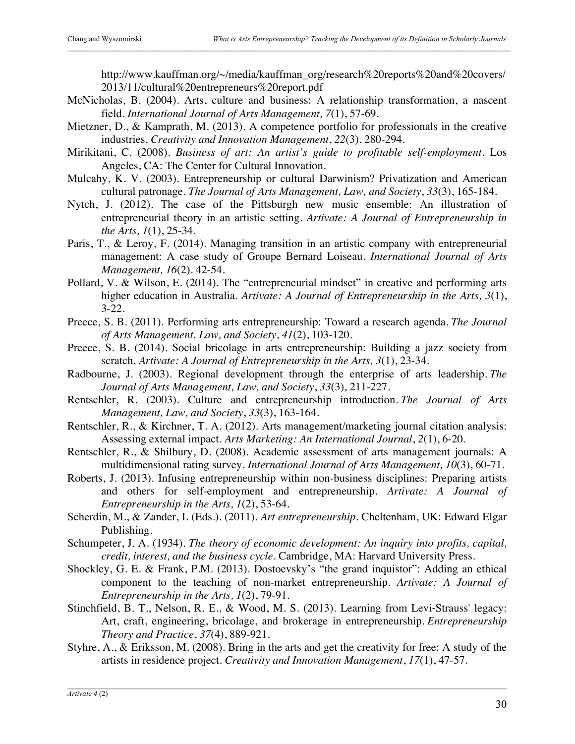http://www.kauffman.org/~/media/kauffman_org/research%20reports%20and%20covers/2013/11/cultural%20entrepreneurs%20report.pdf

McNicholas, B. (2004). Arts, culture and business: A relationship transformation, a nascent field. *International Journal of Arts Management, 7*(1), 57-69.

Mietzner, D., & Kamprath, M. (2013). A competence portfolio for professionals in the creative industries. *Creativity and Innovation Management*, *22*(3), 280-294.

Mirikitani, C. (2008). *Business of art: An artist's guide to profitable self-employment*. Los Angeles, CA: The Center for Cultural Innovation.

Mulcahy, K. V. (2003). Entrepreneurship or cultural Darwinism? Privatization and American cultural patronage. *The Journal of Arts Management, Law, and Society*, *33*(3), 165-184.

Nytch, J. (2012). The case of the Pittsburgh new music ensemble: An illustration of entrepreneurial theory in an artistic setting. *Artivate: A Journal of Entrepreneurship in the Arts, 1*(1), 25-34.

Paris, T., & Leroy, F. (2014). Managing transition in an artistic company with entrepreneurial management: A case study of Groupe Bernard Loiseau. *International Journal of Arts Management, 16*(2). 42-54.

Pollard, V. & Wilson, E. (2014). The "entrepreneurial mindset" in creative and performing arts higher education in Australia. *Artivate: A Journal of Entrepreneurship in the Arts, 3*(1), 3-22.

Preece, S. B. (2011). Performing arts entrepreneurship: Toward a research agenda. *The Journal of Arts Management, Law, and Society*, *41*(2), 103-120.

Preece, S. B. (2014). Social bricolage in arts entrepreneurship: Building a jazz society from scratch. *Artivate: A Journal of Entrepreneurship in the Arts, 3*(1), 23-34.

Radbourne, J. (2003). Regional development through the enterprise of arts leadership. *The Journal of Arts Management, Law, and Society*, *33*(3), 211-227.

Rentschler, R. (2003). Culture and entrepreneurship introduction. *The Journal of Arts Management, Law, and Society*, *33*(3), 163-164.

Rentschler, R., & Kirchner, T. A. (2012). Arts management/marketing journal citation analysis: Assessing external impact. *Arts Marketing: An International Journal*, *2*(1), 6-20.

Rentschler, R., & Shilbury, D. (2008). Academic assessment of arts management journals: A multidimensional rating survey. *International Journal of Arts Management, 10*(3), 60-71.

Roberts, J. (2013). Infusing entrepreneurship within non-business disciplines: Preparing artists and others for self-employment and entrepreneurship. *Artivate: A Journal of Entrepreneurship in the Arts, 1*(2), 53-64.

Scherdin, M., & Zander, I. (Eds.). (2011). *Art entrepreneurship*. Cheltenham, UK: Edward Elgar Publishing.

Schumpeter, J. A. (1934). *The theory of economic development: An inquiry into profits, capital, credit, interest, and the business cycle*. Cambridge, MA: Harvard University Press.

Shockley, G. E. & Frank, P.M. (2013). Dostoevsky's "the grand inquistor": Adding an ethical component to the teaching of non-market entrepreneurship. *Artivate: A Journal of Entrepreneurship in the Arts, 1*(2), 79-91.

Stinchfield, B. T., Nelson, R. E., & Wood, M. S. (2013). Learning from Levi-Strauss' legacy: Art, craft, engineering, bricolage, and brokerage in entrepreneurship. *Entrepreneurship Theory and Practice*, *37*(4), 889-921.

Styhre, A., & Eriksson, M. (2008). Bring in the arts and get the creativity for free: A study of the artists in residence project. *Creativity and Innovation Management*, *17*(1), 47-57.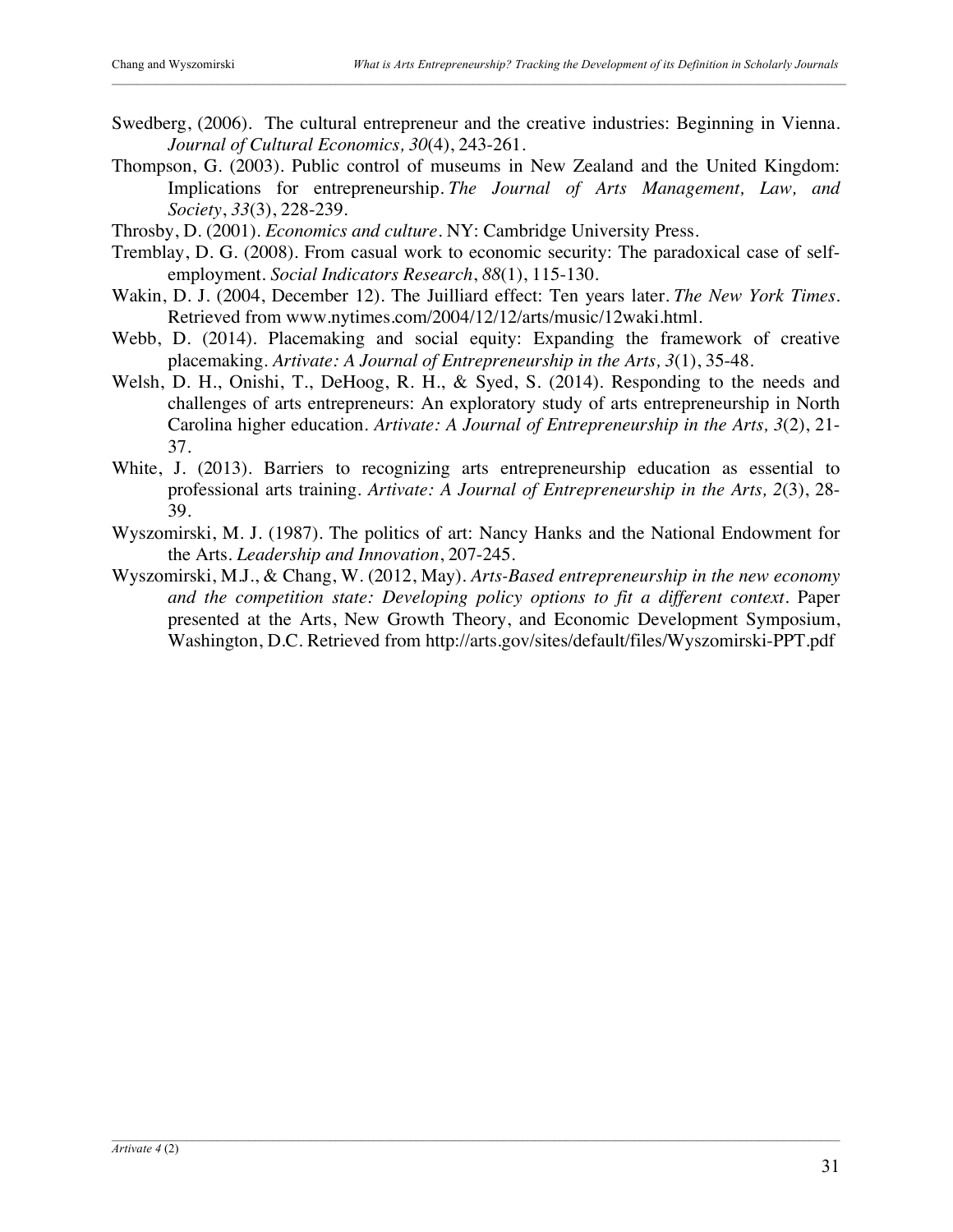Swedberg, (2006). The cultural entrepreneur and the creative industries: Beginning in Vienna. *Journal of Cultural Economics, 30*(4), 243-261.

Thompson, G. (2003). Public control of museums in New Zealand and the United Kingdom: Implications for entrepreneurship. *The Journal of Arts Management, Law, and Society*, *33*(3), 228-239.

Throsby, D. (2001). *Economics and culture*. NY: Cambridge University Press.

Tremblay, D. G. (2008). From casual work to economic security: The paradoxical case of self-employment. *Social Indicators Research*, *88*(1), 115-130.

Wakin, D. J. (2004, December 12). The Juilliard effect: Ten years later. *The New York Times*. Retrieved from www.nytimes.com/2004/12/12/arts/music/12waki.html.

Webb, D. (2014). Placemaking and social equity: Expanding the framework of creative placemaking. *Artivate: A Journal of Entrepreneurship in the Arts, 3*(1), 35-48.

Welsh, D. H., Onishi, T., DeHoog, R. H., & Syed, S. (2014). Responding to the needs and challenges of arts entrepreneurs: An exploratory study of arts entrepreneurship in North Carolina higher education. *Artivate: A Journal of Entrepreneurship in the Arts, 3*(2), 21-37.

White, J. (2013). Barriers to recognizing arts entrepreneurship education as essential to professional arts training. *Artivate: A Journal of Entrepreneurship in the Arts, 2*(3), 28-39.

Wyszomirski, M. J. (1987). The politics of art: Nancy Hanks and the National Endowment for the Arts. *Leadership and Innovation*, 207-245.

Wyszomirski, M.J., & Chang, W. (2012, May). *Arts-Based entrepreneurship in the new economy and the competition state: Developing policy options to fit a different context*. Paper presented at the Arts, New Growth Theory, and Economic Development Symposium, Washington, D.C. Retrieved from http://arts.gov/sites/default/files/Wyszomirski-PPT.pdf